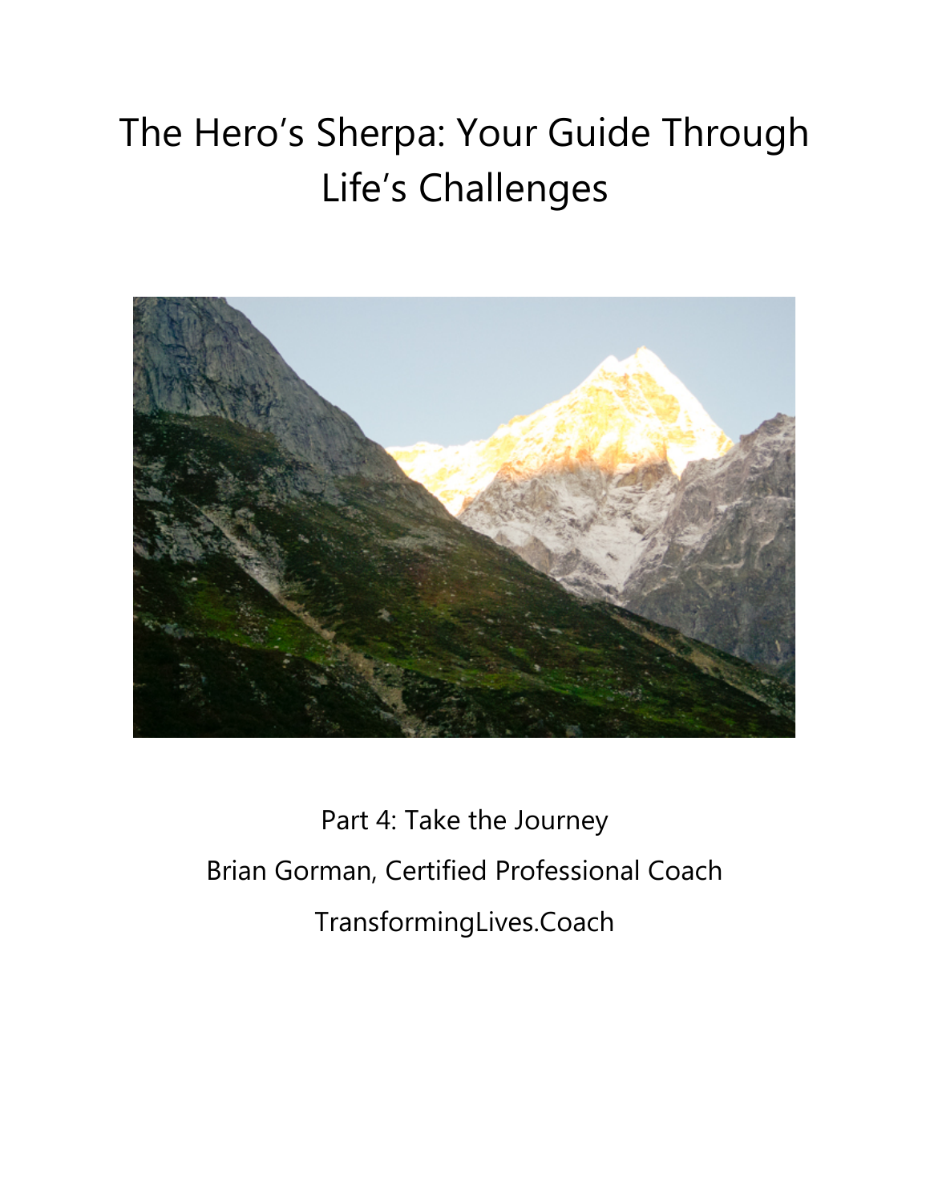# The Hero's Sherpa: Your Guide Through Life's Challenges

Part 4: Take the Journey

Brian Gorman, Certified Professional Coach

TransformingLives.Coach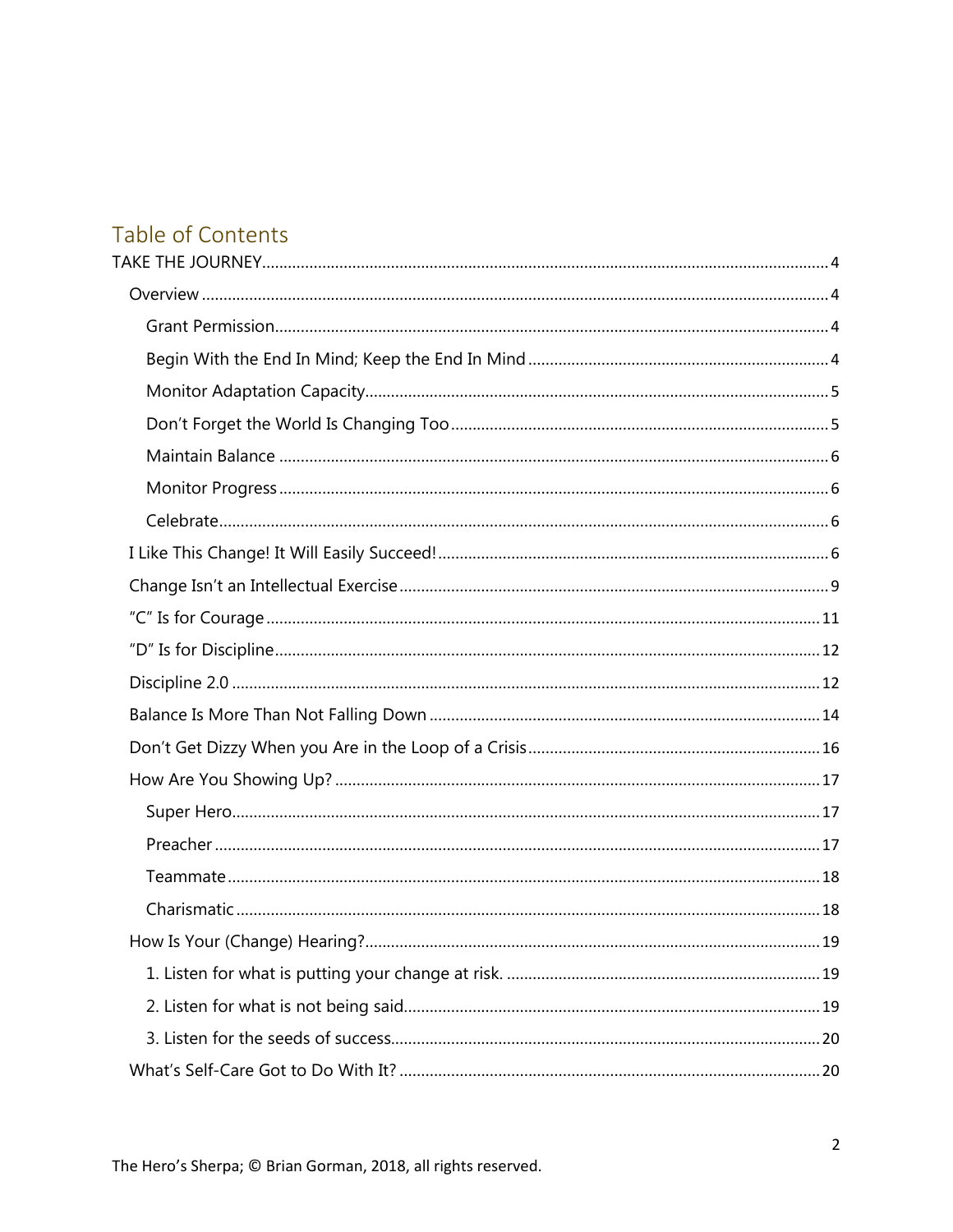## Table of Contents

TAKE THE JOURNEY .......... 4

- Overview .......... 4
  - Grant Permission .......... 4
  - Begin With the End In Mind; Keep the End In Mind .......... 4
  - Monitor Adaptation Capacity .......... 5
  - Don’t Forget the World Is Changing Too .......... 5
  - Maintain Balance .......... 6
  - Monitor Progress .......... 6
  - Celebrate .......... 6
- I Like This Change! It Will Easily Succeed! .......... 6
- Change Isn’t an Intellectual Exercise .......... 9
- ”C” Is for Courage .......... 11
- ”D” Is for Discipline .......... 12
- Discipline 2.0 .......... 12
- Balance Is More Than Not Falling Down .......... 14
- Don’t Get Dizzy When you Are in the Loop of a Crisis .......... 16
- How Are You Showing Up? .......... 17
  - Super Hero .......... 17
  - Preacher .......... 17
  - Teammate .......... 18
  - Charismatic .......... 18
- How Is Your (Change) Hearing? .......... 19
  - 1. Listen for what is putting your change at risk. .......... 19
  - 2. Listen for what is not being said .......... 19
  - 3. Listen for the seeds of success .......... 20
- What’s Self-Care Got to Do With It? .......... 20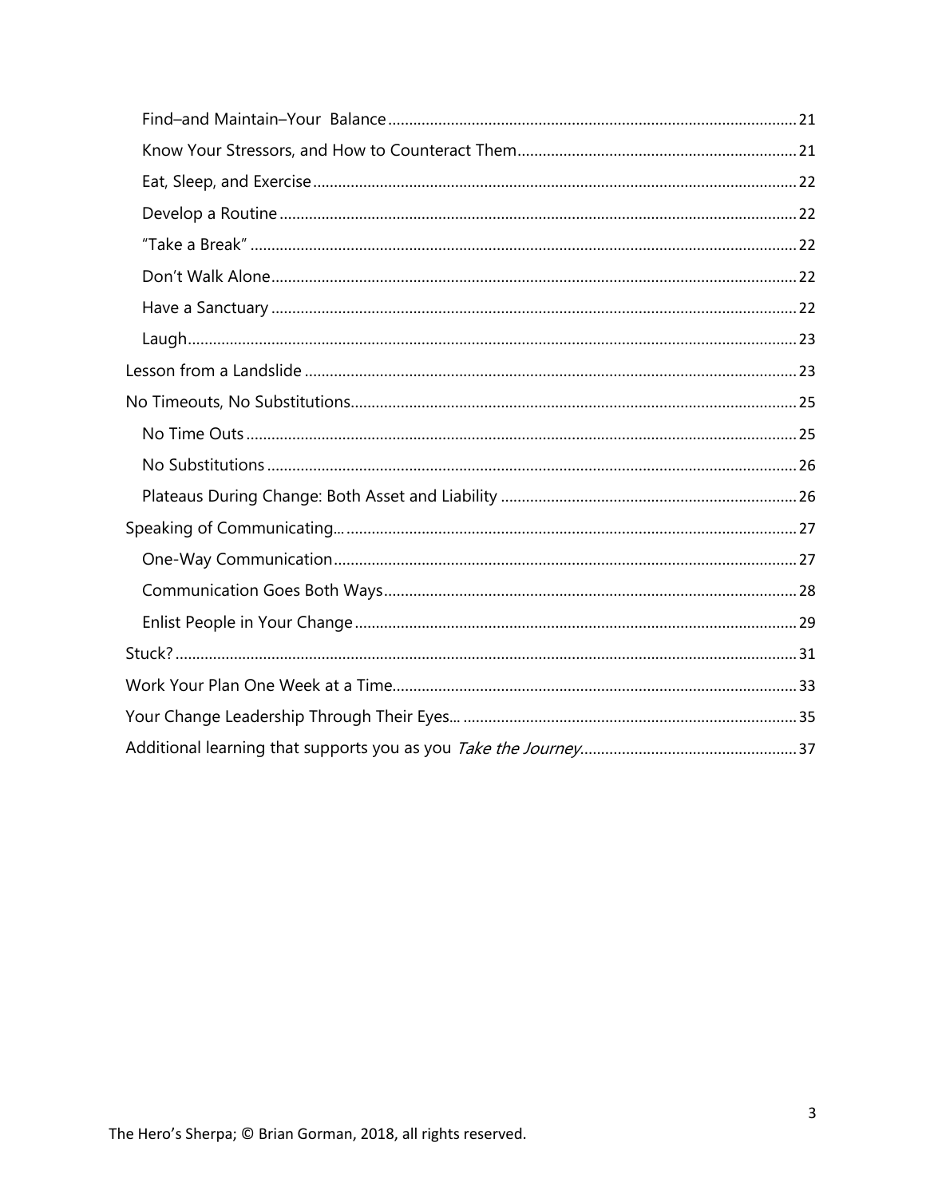- Find–and Maintain–Your Balance ..... 21
- Know Your Stressors, and How to Counteract Them ..... 21
- Eat, Sleep, and Exercise ..... 22
- Develop a Routine ..... 22
- "Take a Break" ..... 22
- Don't Walk Alone ..... 22
- Have a Sanctuary ..... 22
- Laugh ..... 23

Lesson from a Landslide ..... 23

No Timeouts, No Substitutions ..... 25

- No Time Outs ..... 25
- No Substitutions ..... 26
- Plateaus During Change: Both Asset and Liability ..... 26

Speaking of Communicating... ..... 27

- One-Way Communication ..... 27
- Communication Goes Both Ways ..... 28
- Enlist People in Your Change ..... 29

Stuck? ..... 31

Work Your Plan One Week at a Time ..... 33

Your Change Leadership Through Their Eyes... ..... 35

Additional learning that supports you as you *Take the Journey* ..... 37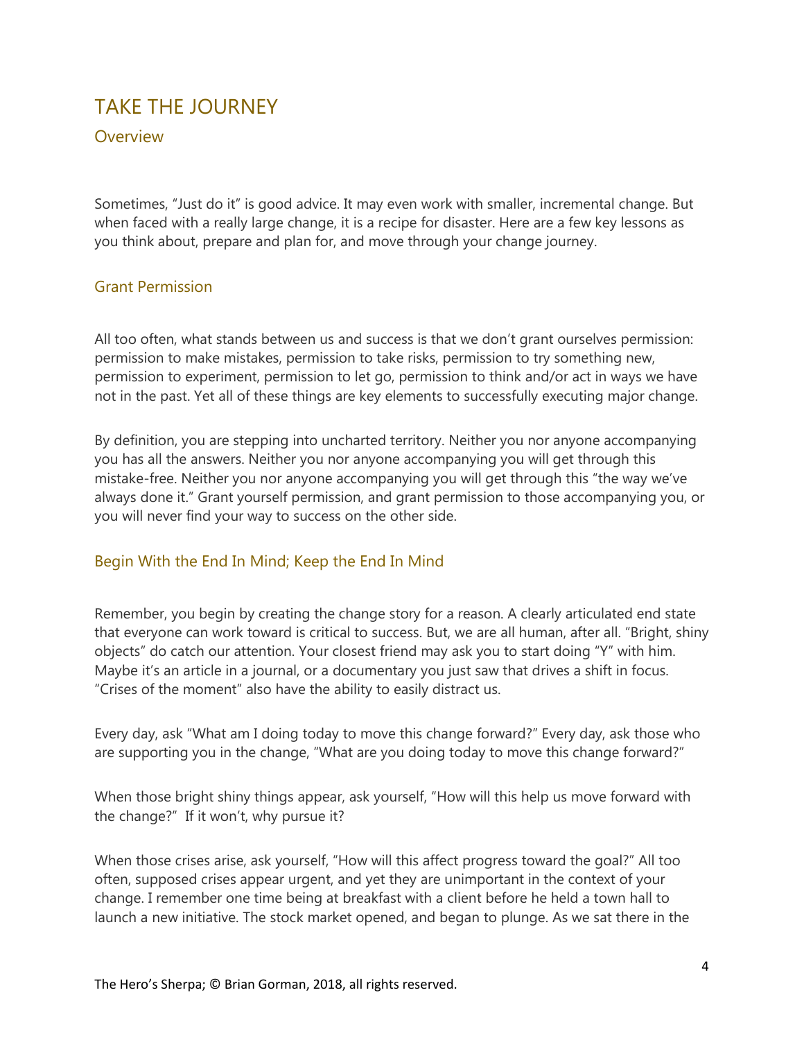# TAKE THE JOURNEY

## Overview

Sometimes, "Just do it" is good advice. It may even work with smaller, incremental change. But when faced with a really large change, it is a recipe for disaster. Here are a few key lessons as you think about, prepare and plan for, and move through your change journey.

### Grant Permission

All too often, what stands between us and success is that we don't grant ourselves permission: permission to make mistakes, permission to take risks, permission to try something new, permission to experiment, permission to let go, permission to think and/or act in ways we have not in the past. Yet all of these things are key elements to successfully executing major change.

By definition, you are stepping into uncharted territory. Neither you nor anyone accompanying you has all the answers. Neither you nor anyone accompanying you will get through this mistake-free. Neither you nor anyone accompanying you will get through this "the way we've always done it." Grant yourself permission, and grant permission to those accompanying you, or you will never find your way to success on the other side.

### Begin With the End In Mind; Keep the End In Mind

Remember, you begin by creating the change story for a reason. A clearly articulated end state that everyone can work toward is critical to success. But, we are all human, after all. "Bright, shiny objects" do catch our attention. Your closest friend may ask you to start doing "Y" with him. Maybe it's an article in a journal, or a documentary you just saw that drives a shift in focus. "Crises of the moment" also have the ability to easily distract us.

Every day, ask "What am I doing today to move this change forward?" Every day, ask those who are supporting you in the change, "What are you doing today to move this change forward?"

When those bright shiny things appear, ask yourself, "How will this help us move forward with the change?" If it won't, why pursue it?

When those crises arise, ask yourself, "How will this affect progress toward the goal?" All too often, supposed crises appear urgent, and yet they are unimportant in the context of your change. I remember one time being at breakfast with a client before he held a town hall to launch a new initiative. The stock market opened, and began to plunge. As we sat there in the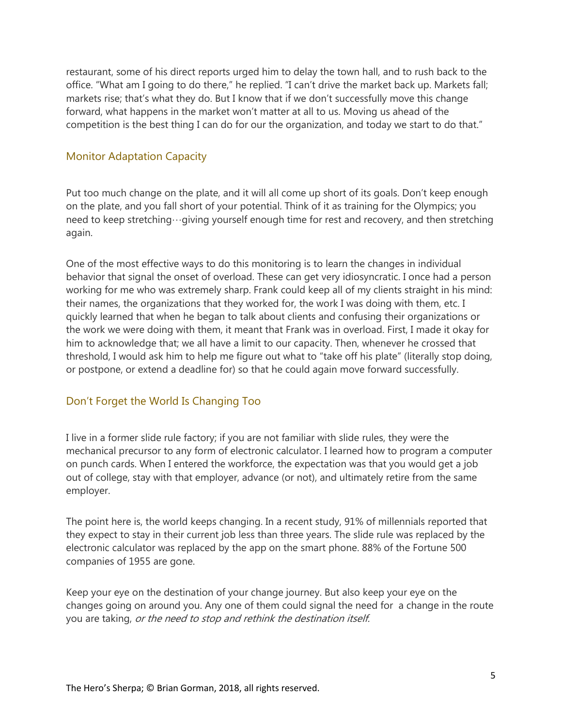restaurant, some of his direct reports urged him to delay the town hall, and to rush back to the office. "What am I going to do there," he replied. "I can't drive the market back up. Markets fall; markets rise; that's what they do. But I know that if we don't successfully move this change forward, what happens in the market won't matter at all to us. Moving us ahead of the competition is the best thing I can do for our the organization, and today we start to do that."

## Monitor Adaptation Capacity

Put too much change on the plate, and it will all come up short of its goals. Don't keep enough on the plate, and you fall short of your potential. Think of it as training for the Olympics; you need to keep stretching…giving yourself enough time for rest and recovery, and then stretching again.

One of the most effective ways to do this monitoring is to learn the changes in individual behavior that signal the onset of overload. These can get very idiosyncratic. I once had a person working for me who was extremely sharp. Frank could keep all of my clients straight in his mind: their names, the organizations that they worked for, the work I was doing with them, etc. I quickly learned that when he began to talk about clients and confusing their organizations or the work we were doing with them, it meant that Frank was in overload. First, I made it okay for him to acknowledge that; we all have a limit to our capacity. Then, whenever he crossed that threshold, I would ask him to help me figure out what to "take off his plate" (literally stop doing, or postpone, or extend a deadline for) so that he could again move forward successfully.

## Don't Forget the World Is Changing Too

I live in a former slide rule factory; if you are not familiar with slide rules, they were the mechanical precursor to any form of electronic calculator. I learned how to program a computer on punch cards. When I entered the workforce, the expectation was that you would get a job out of college, stay with that employer, advance (or not), and ultimately retire from the same employer.

The point here is, the world keeps changing. In a recent study, 91% of millennials reported that they expect to stay in their current job less than three years. The slide rule was replaced by the electronic calculator was replaced by the app on the smart phone. 88% of the Fortune 500 companies of 1955 are gone.

Keep your eye on the destination of your change journey. But also keep your eye on the changes going on around you. Any one of them could signal the need for a change in the route you are taking, *or the need to stop and rethink the destination itself.*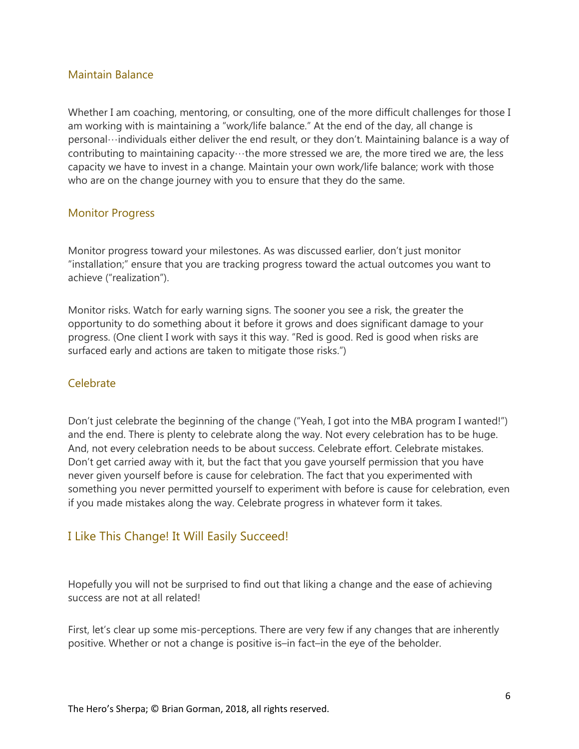### Maintain Balance

Whether I am coaching, mentoring, or consulting, one of the more difficult challenges for those I am working with is maintaining a "work/life balance." At the end of the day, all change is personal…individuals either deliver the end result, or they don't. Maintaining balance is a way of contributing to maintaining capacity…the more stressed we are, the more tired we are, the less capacity we have to invest in a change. Maintain your own work/life balance; work with those who are on the change journey with you to ensure that they do the same.

### Monitor Progress

Monitor progress toward your milestones. As was discussed earlier, don't just monitor "installation;" ensure that you are tracking progress toward the actual outcomes you want to achieve ("realization").

Monitor risks. Watch for early warning signs. The sooner you see a risk, the greater the opportunity to do something about it before it grows and does significant damage to your progress. (One client I work with says it this way. "Red is good. Red is good when risks are surfaced early and actions are taken to mitigate those risks.")

### Celebrate

Don't just celebrate the beginning of the change ("Yeah, I got into the MBA program I wanted!") and the end. There is plenty to celebrate along the way. Not every celebration has to be huge. And, not every celebration needs to be about success. Celebrate effort. Celebrate mistakes. Don't get carried away with it, but the fact that you gave yourself permission that you have never given yourself before is cause for celebration. The fact that you experimented with something you never permitted yourself to experiment with before is cause for celebration, even if you made mistakes along the way. Celebrate progress in whatever form it takes.

## I Like This Change! It Will Easily Succeed!

Hopefully you will not be surprised to find out that liking a change and the ease of achieving success are not at all related!

First, let's clear up some mis-perceptions. There are very few if any changes that are inherently positive. Whether or not a change is positive is–in fact–in the eye of the beholder.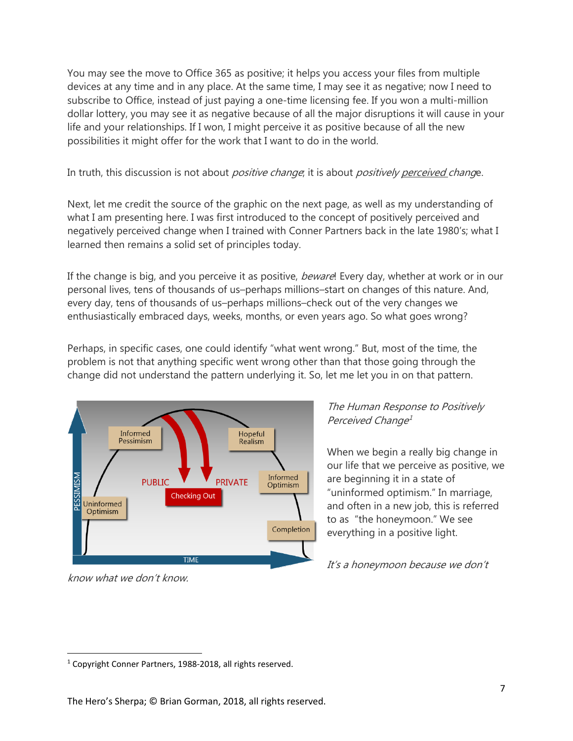You may see the move to Office 365 as positive; it helps you access your files from multiple devices at any time and in any place. At the same time, I may see it as negative; now I need to subscribe to Office, instead of just paying a one-time licensing fee. If you won a multi-million dollar lottery, you may see it as negative because of all the major disruptions it will cause in your life and your relationships. If I won, I might perceive it as positive because of all the new possibilities it might offer for the work that I want to do in the world.

In truth, this discussion is not about *positive change*; it is about *positively perceived change*.

Next, let me credit the source of the graphic on the next page, as well as my understanding of what I am presenting here. I was first introduced to the concept of positively perceived and negatively perceived change when I trained with Conner Partners back in the late 1980's; what I learned then remains a solid set of principles today.

If the change is big, and you perceive it as positive, *beware*! Every day, whether at work or in our personal lives, tens of thousands of us–perhaps millions–start on changes of this nature. And, every day, tens of thousands of us–perhaps millions–check out of the very changes we enthusiastically embraced days, weeks, months, or even years ago. So what goes wrong?

Perhaps, in specific cases, one could identify "what went wrong." But, most of the time, the problem is not that anything specific went wrong other than that those going through the change did not understand the pattern underlying it. So, let me let you in on that pattern.

PESSIMISM | TIME | Uninformed Optimism | Informed Pessimism | PUBLIC | Checking Out | PRIVATE | Hopeful Realism | Informed Optimism | Completion

*The Human Response to Positively Perceived Change*[1]

When we begin a really big change in our life that we perceive as positive, we are beginning it in a state of "uninformed optimism." In marriage, and often in a new job, this is referred to as "the honeymoon." We see everything in a positive light.

*It's a honeymoon because we don't know what we don't know.*

---

[1] Copyright Conner Partners, 1988-2018, all rights reserved.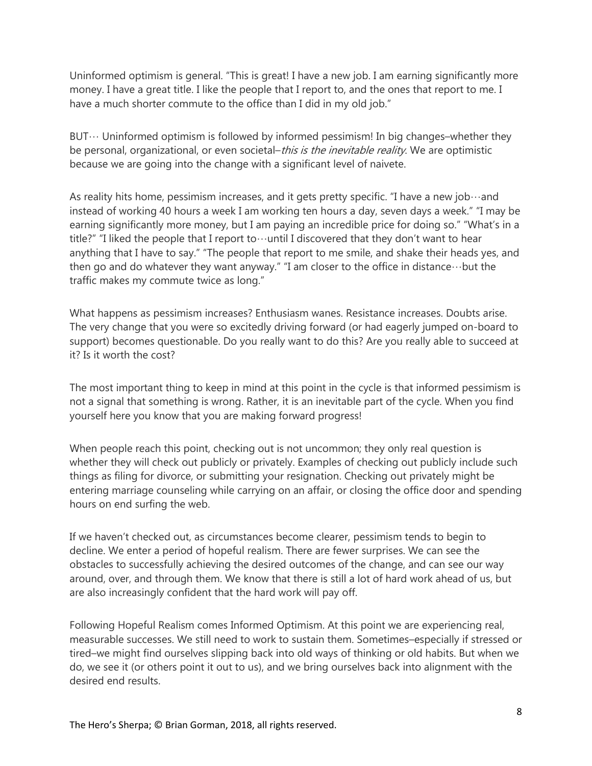Uninformed optimism is general. “This is great! I have a new job. I am earning significantly more money. I have a great title. I like the people that I report to, and the ones that report to me. I have a much shorter commute to the office than I did in my old job.”

BUT… Uninformed optimism is followed by informed pessimism! In big changes–whether they be personal, organizational, or even societal–*this is the inevitable reality*. We are optimistic because we are going into the change with a significant level of naivete.

As reality hits home, pessimism increases, and it gets pretty specific. “I have a new job…and instead of working 40 hours a week I am working ten hours a day, seven days a week.” “I may be earning significantly more money, but I am paying an incredible price for doing so.” “What’s in a title?” “I liked the people that I report to…until I discovered that they don’t want to hear anything that I have to say.” “The people that report to me smile, and shake their heads yes, and then go and do whatever they want anyway.” “I am closer to the office in distance…but the traffic makes my commute twice as long.”

What happens as pessimism increases? Enthusiasm wanes. Resistance increases. Doubts arise. The very change that you were so excitedly driving forward (or had eagerly jumped on-board to support) becomes questionable. Do you really want to do this? Are you really able to succeed at it? Is it worth the cost?

The most important thing to keep in mind at this point in the cycle is that informed pessimism is not a signal that something is wrong. Rather, it is an inevitable part of the cycle. When you find yourself here you know that you are making forward progress!

When people reach this point, checking out is not uncommon; they only real question is whether they will check out publicly or privately. Examples of checking out publicly include such things as filing for divorce, or submitting your resignation. Checking out privately might be entering marriage counseling while carrying on an affair, or closing the office door and spending hours on end surfing the web.

If we haven’t checked out, as circumstances become clearer, pessimism tends to begin to decline. We enter a period of hopeful realism. There are fewer surprises. We can see the obstacles to successfully achieving the desired outcomes of the change, and can see our way around, over, and through them. We know that there is still a lot of hard work ahead of us, but are also increasingly confident that the hard work will pay off.

Following Hopeful Realism comes Informed Optimism. At this point we are experiencing real, measurable successes. We still need to work to sustain them. Sometimes–especially if stressed or tired–we might find ourselves slipping back into old ways of thinking or old habits. But when we do, we see it (or others point it out to us), and we bring ourselves back into alignment with the desired end results.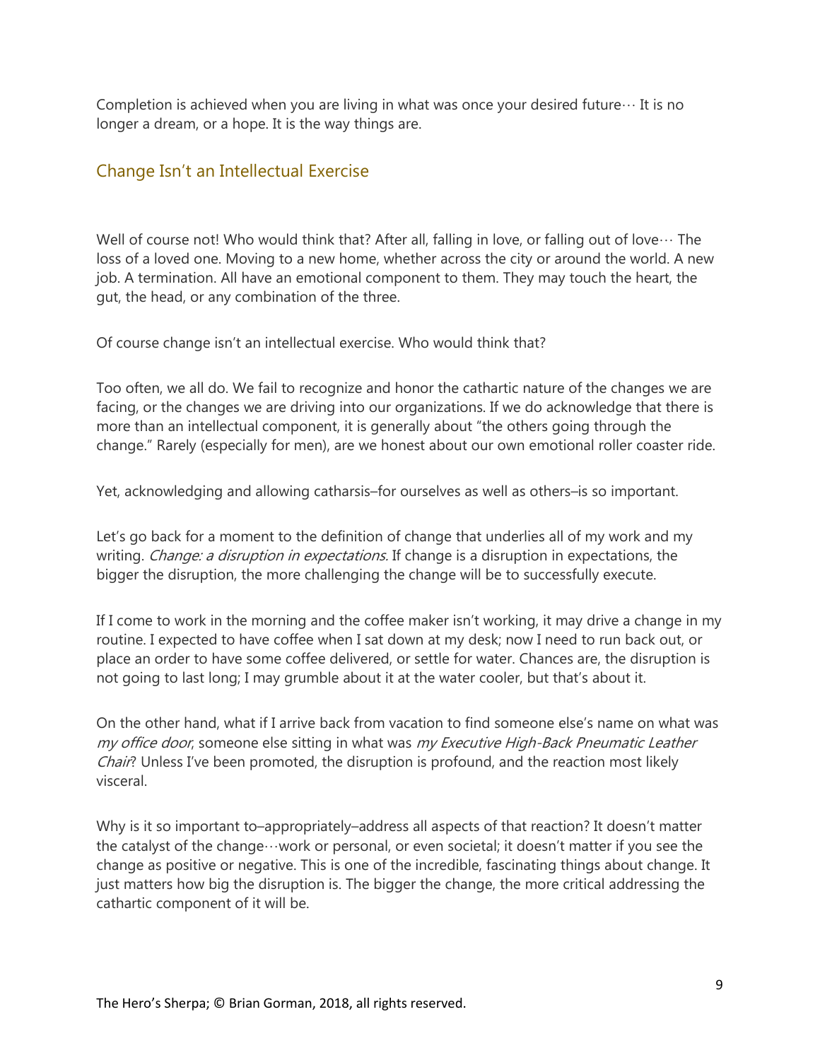Completion is achieved when you are living in what was once your desired future… It is no longer a dream, or a hope. It is the way things are.

## Change Isn't an Intellectual Exercise

Well of course not! Who would think that? After all, falling in love, or falling out of love… The loss of a loved one. Moving to a new home, whether across the city or around the world. A new job. A termination. All have an emotional component to them. They may touch the heart, the gut, the head, or any combination of the three.

Of course change isn't an intellectual exercise. Who would think that?

Too often, we all do. We fail to recognize and honor the cathartic nature of the changes we are facing, or the changes we are driving into our organizations. If we do acknowledge that there is more than an intellectual component, it is generally about "the others going through the change." Rarely (especially for men), are we honest about our own emotional roller coaster ride.

Yet, acknowledging and allowing catharsis–for ourselves as well as others–is so important.

Let's go back for a moment to the definition of change that underlies all of my work and my writing. *Change: a disruption in expectations.* If change is a disruption in expectations, the bigger the disruption, the more challenging the change will be to successfully execute.

If I come to work in the morning and the coffee maker isn't working, it may drive a change in my routine. I expected to have coffee when I sat down at my desk; now I need to run back out, or place an order to have some coffee delivered, or settle for water. Chances are, the disruption is not going to last long; I may grumble about it at the water cooler, but that's about it.

On the other hand, what if I arrive back from vacation to find someone else's name on what was *my office door*, someone else sitting in what was *my Executive High-Back Pneumatic Leather Chair*? Unless I've been promoted, the disruption is profound, and the reaction most likely visceral.

Why is it so important to–appropriately–address all aspects of that reaction? It doesn't matter the catalyst of the change…work or personal, or even societal; it doesn't matter if you see the change as positive or negative. This is one of the incredible, fascinating things about change. It just matters how big the disruption is. The bigger the change, the more critical addressing the cathartic component of it will be.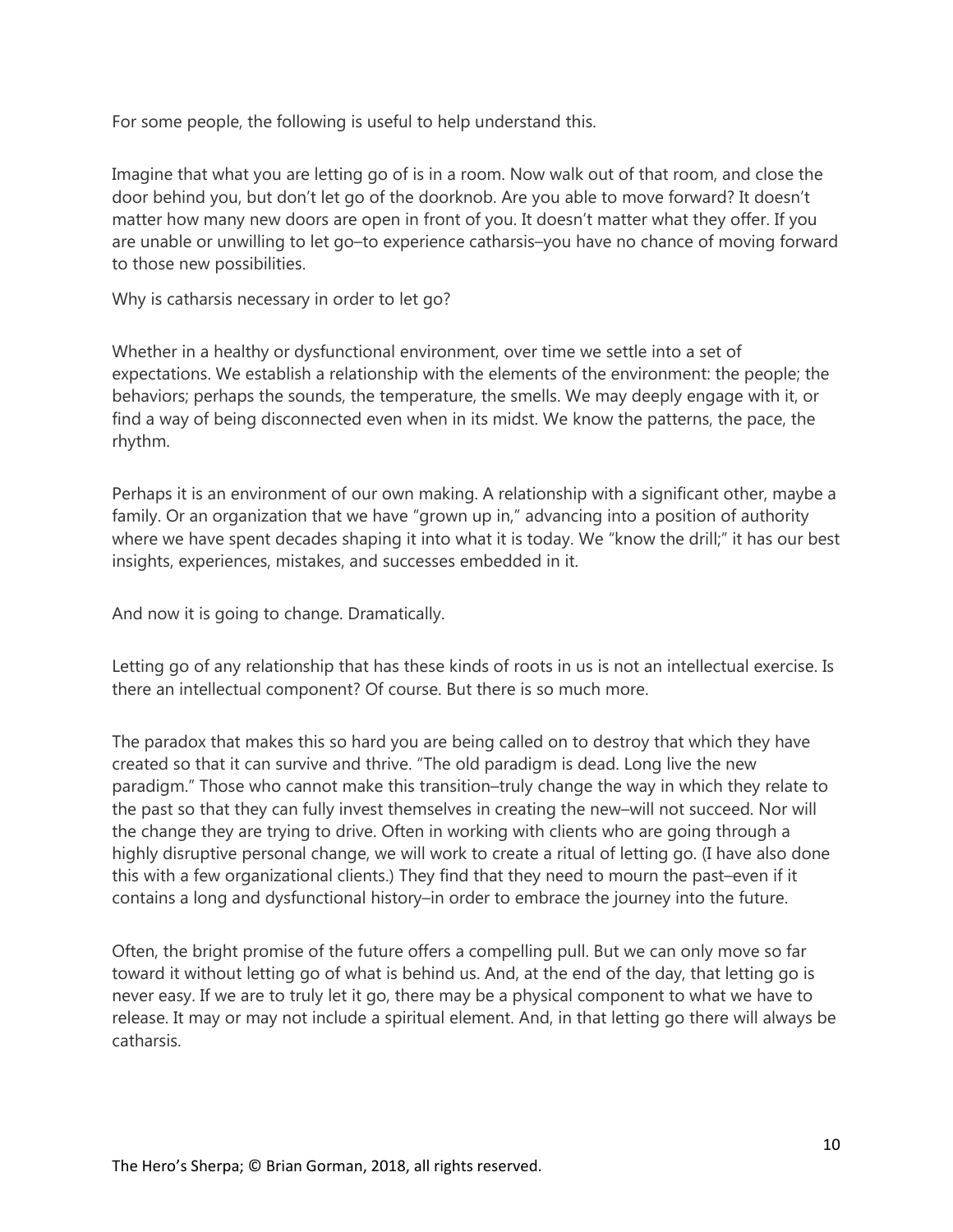For some people, the following is useful to help understand this.

Imagine that what you are letting go of is in a room. Now walk out of that room, and close the door behind you, but don't let go of the doorknob. Are you able to move forward? It doesn't matter how many new doors are open in front of you. It doesn't matter what they offer. If you are unable or unwilling to let go–to experience catharsis–you have no chance of moving forward to those new possibilities.

Why is catharsis necessary in order to let go?

Whether in a healthy or dysfunctional environment, over time we settle into a set of expectations. We establish a relationship with the elements of the environment: the people; the behaviors; perhaps the sounds, the temperature, the smells. We may deeply engage with it, or find a way of being disconnected even when in its midst. We know the patterns, the pace, the rhythm.

Perhaps it is an environment of our own making. A relationship with a significant other, maybe a family. Or an organization that we have "grown up in," advancing into a position of authority where we have spent decades shaping it into what it is today. We "know the drill;" it has our best insights, experiences, mistakes, and successes embedded in it.

And now it is going to change. Dramatically.

Letting go of any relationship that has these kinds of roots in us is not an intellectual exercise. Is there an intellectual component? Of course. But there is so much more.

The paradox that makes this so hard you are being called on to destroy that which they have created so that it can survive and thrive. "The old paradigm is dead. Long live the new paradigm." Those who cannot make this transition–truly change the way in which they relate to the past so that they can fully invest themselves in creating the new–will not succeed. Nor will the change they are trying to drive. Often in working with clients who are going through a highly disruptive personal change, we will work to create a ritual of letting go. (I have also done this with a few organizational clients.) They find that they need to mourn the past–even if it contains a long and dysfunctional history–in order to embrace the journey into the future.

Often, the bright promise of the future offers a compelling pull. But we can only move so far toward it without letting go of what is behind us. And, at the end of the day, that letting go is never easy. If we are to truly let it go, there may be a physical component to what we have to release. It may or may not include a spiritual element. And, in that letting go there will always be catharsis.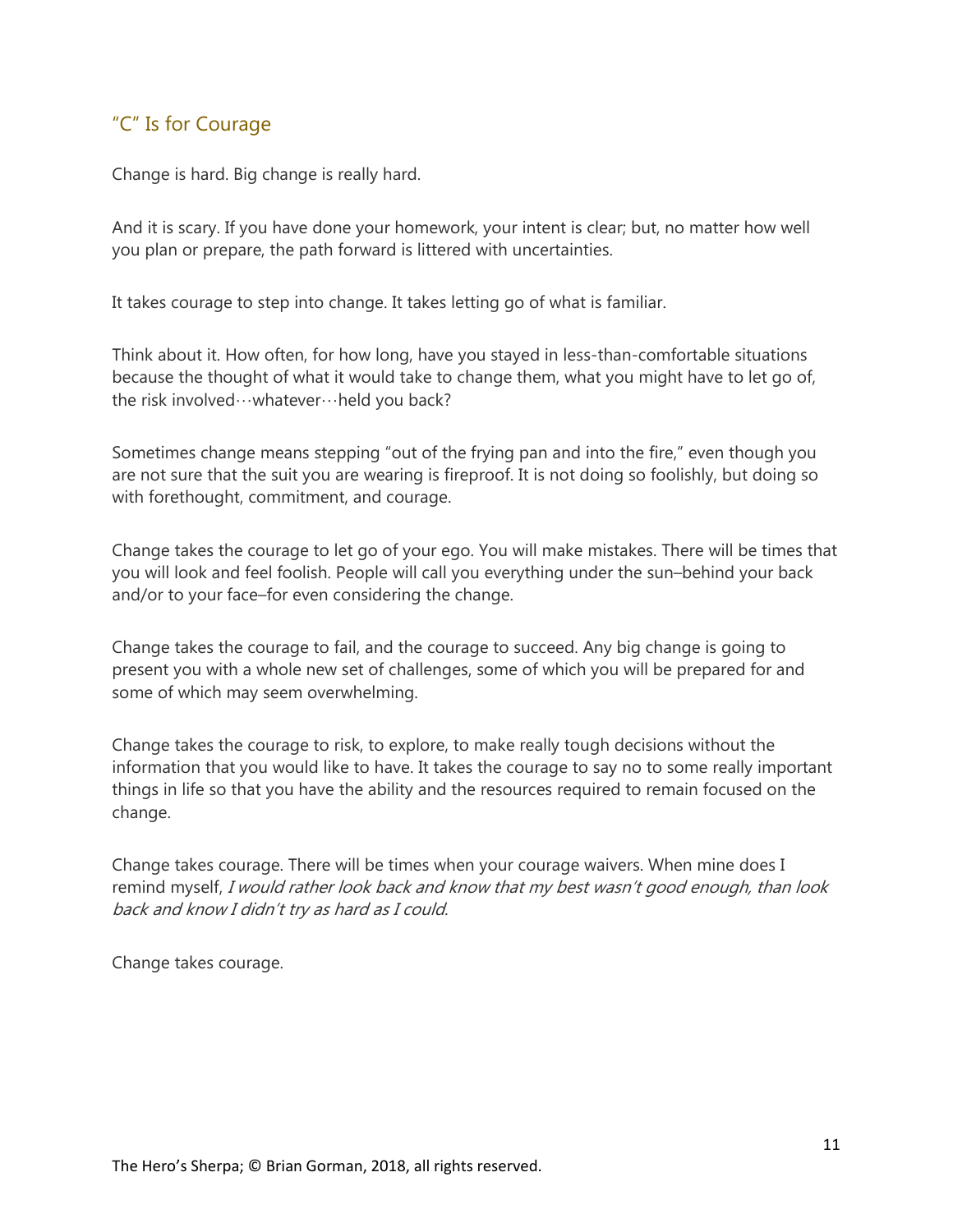## "C" Is for Courage

Change is hard. Big change is really hard.

And it is scary. If you have done your homework, your intent is clear; but, no matter how well you plan or prepare, the path forward is littered with uncertainties.

It takes courage to step into change. It takes letting go of what is familiar.

Think about it. How often, for how long, have you stayed in less-than-comfortable situations because the thought of what it would take to change them, what you might have to let go of, the risk involved…whatever…held you back?

Sometimes change means stepping "out of the frying pan and into the fire," even though you are not sure that the suit you are wearing is fireproof. It is not doing so foolishly, but doing so with forethought, commitment, and courage.

Change takes the courage to let go of your ego. You will make mistakes. There will be times that you will look and feel foolish. People will call you everything under the sun–behind your back and/or to your face–for even considering the change.

Change takes the courage to fail, and the courage to succeed. Any big change is going to present you with a whole new set of challenges, some of which you will be prepared for and some of which may seem overwhelming.

Change takes the courage to risk, to explore, to make really tough decisions without the information that you would like to have. It takes the courage to say no to some really important things in life so that you have the ability and the resources required to remain focused on the change.

Change takes courage. There will be times when your courage waivers. When mine does I remind myself, *I would rather look back and know that my best wasn't good enough, than look back and know I didn't try as hard as I could.*

Change takes courage.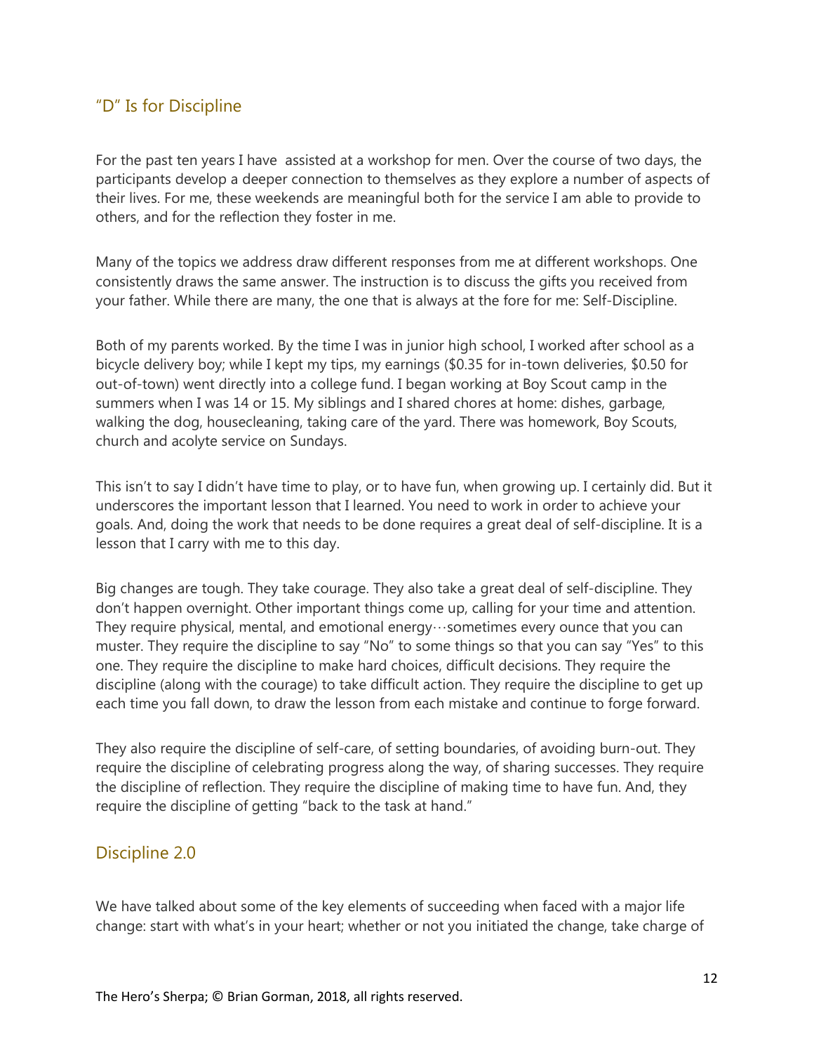## "D" Is for Discipline

For the past ten years I have assisted at a workshop for men. Over the course of two days, the participants develop a deeper connection to themselves as they explore a number of aspects of their lives. For me, these weekends are meaningful both for the service I am able to provide to others, and for the reflection they foster in me.

Many of the topics we address draw different responses from me at different workshops. One consistently draws the same answer. The instruction is to discuss the gifts you received from your father. While there are many, the one that is always at the fore for me: Self-Discipline.

Both of my parents worked. By the time I was in junior high school, I worked after school as a bicycle delivery boy; while I kept my tips, my earnings ($0.35 for in-town deliveries, $0.50 for out-of-town) went directly into a college fund. I began working at Boy Scout camp in the summers when I was 14 or 15. My siblings and I shared chores at home: dishes, garbage, walking the dog, housecleaning, taking care of the yard. There was homework, Boy Scouts, church and acolyte service on Sundays.

This isn't to say I didn't have time to play, or to have fun, when growing up. I certainly did. But it underscores the important lesson that I learned. You need to work in order to achieve your goals. And, doing the work that needs to be done requires a great deal of self-discipline. It is a lesson that I carry with me to this day.

Big changes are tough. They take courage. They also take a great deal of self-discipline. They don't happen overnight. Other important things come up, calling for your time and attention. They require physical, mental, and emotional energy…sometimes every ounce that you can muster. They require the discipline to say "No" to some things so that you can say "Yes" to this one. They require the discipline to make hard choices, difficult decisions. They require the discipline (along with the courage) to take difficult action. They require the discipline to get up each time you fall down, to draw the lesson from each mistake and continue to forge forward.

They also require the discipline of self-care, of setting boundaries, of avoiding burn-out. They require the discipline of celebrating progress along the way, of sharing successes. They require the discipline of reflection. They require the discipline of making time to have fun. And, they require the discipline of getting "back to the task at hand."

## Discipline 2.0

We have talked about some of the key elements of succeeding when faced with a major life change: start with what's in your heart; whether or not you initiated the change, take charge of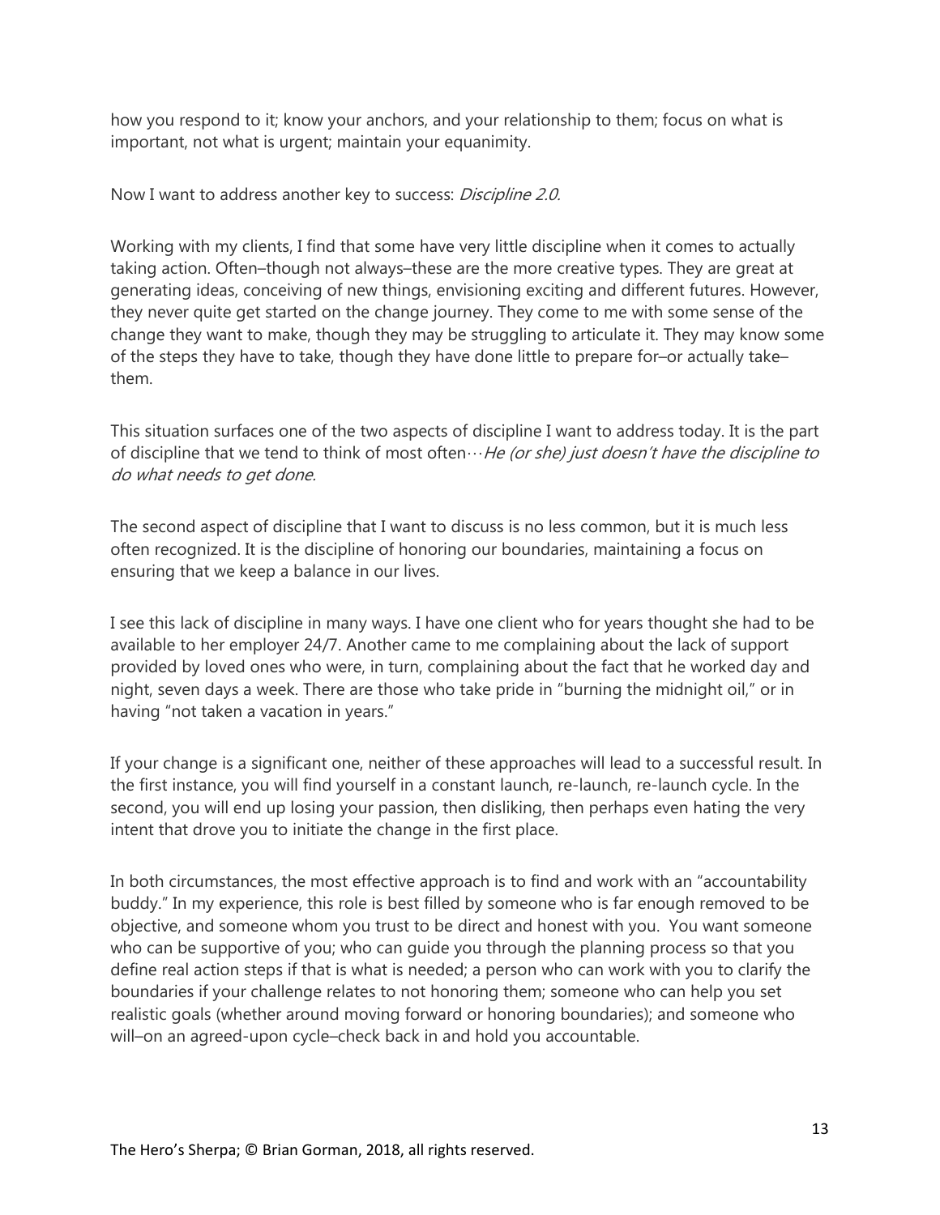how you respond to it; know your anchors, and your relationship to them; focus on what is important, not what is urgent; maintain your equanimity.

Now I want to address another key to success: *Discipline 2.0.*

Working with my clients, I find that some have very little discipline when it comes to actually taking action. Often–though not always–these are the more creative types. They are great at generating ideas, conceiving of new things, envisioning exciting and different futures. However, they never quite get started on the change journey. They come to me with some sense of the change they want to make, though they may be struggling to articulate it. They may know some of the steps they have to take, though they have done little to prepare for–or actually take–them.

This situation surfaces one of the two aspects of discipline I want to address today. It is the part of discipline that we tend to think of most often…*He (or she) just doesn't have the discipline to do what needs to get done.*

The second aspect of discipline that I want to discuss is no less common, but it is much less often recognized. It is the discipline of honoring our boundaries, maintaining a focus on ensuring that we keep a balance in our lives.

I see this lack of discipline in many ways. I have one client who for years thought she had to be available to her employer 24/7. Another came to me complaining about the lack of support provided by loved ones who were, in turn, complaining about the fact that he worked day and night, seven days a week. There are those who take pride in "burning the midnight oil," or in having "not taken a vacation in years."

If your change is a significant one, neither of these approaches will lead to a successful result. In the first instance, you will find yourself in a constant launch, re-launch, re-launch cycle. In the second, you will end up losing your passion, then disliking, then perhaps even hating the very intent that drove you to initiate the change in the first place.

In both circumstances, the most effective approach is to find and work with an "accountability buddy." In my experience, this role is best filled by someone who is far enough removed to be objective, and someone whom you trust to be direct and honest with you. You want someone who can be supportive of you; who can guide you through the planning process so that you define real action steps if that is what is needed; a person who can work with you to clarify the boundaries if your challenge relates to not honoring them; someone who can help you set realistic goals (whether around moving forward or honoring boundaries); and someone who will–on an agreed-upon cycle–check back in and hold you accountable.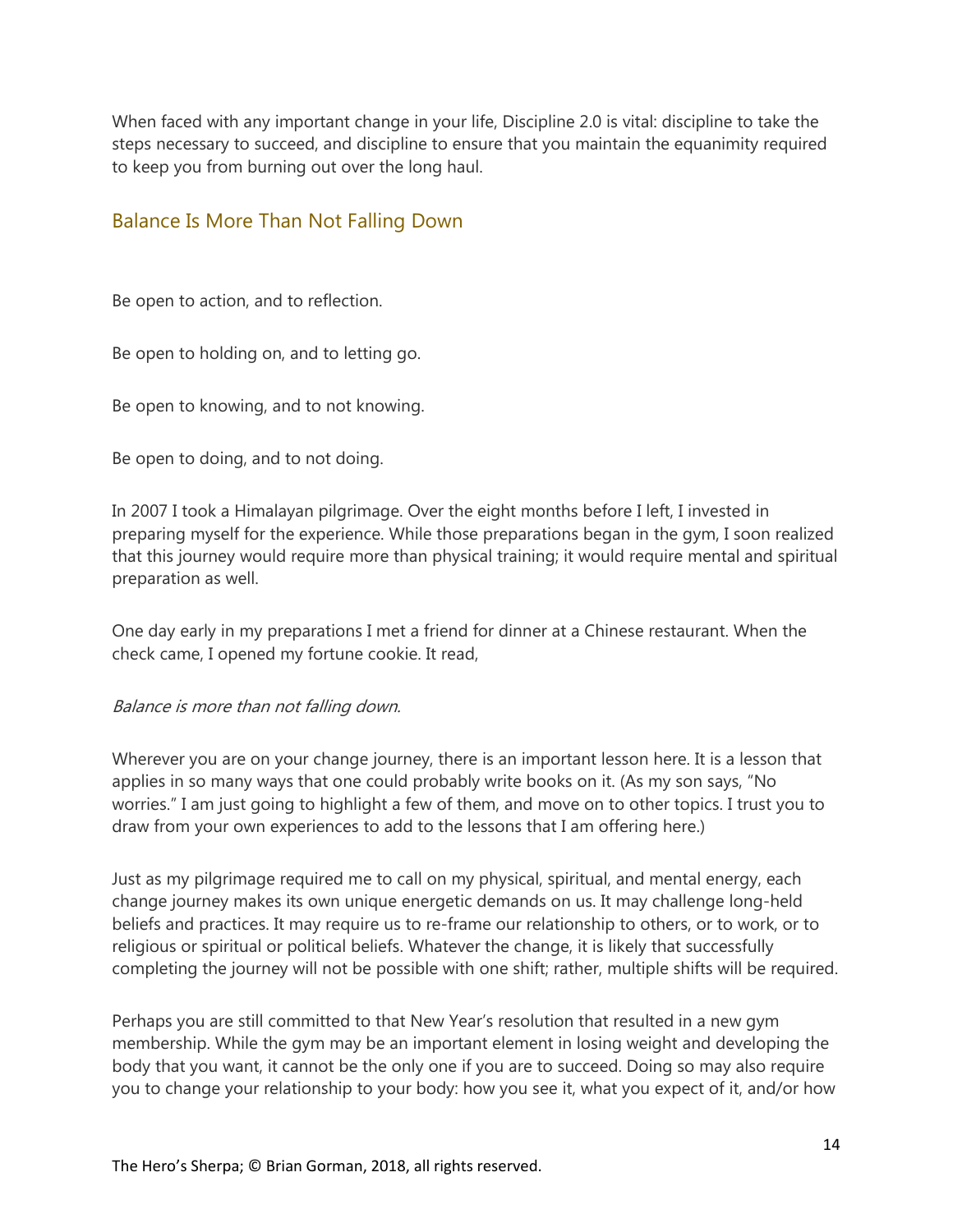When faced with any important change in your life, Discipline 2.0 is vital: discipline to take the steps necessary to succeed, and discipline to ensure that you maintain the equanimity required to keep you from burning out over the long haul.

## Balance Is More Than Not Falling Down

Be open to action, and to reflection.

Be open to holding on, and to letting go.

Be open to knowing, and to not knowing.

Be open to doing, and to not doing.

In 2007 I took a Himalayan pilgrimage. Over the eight months before I left, I invested in preparing myself for the experience. While those preparations began in the gym, I soon realized that this journey would require more than physical training; it would require mental and spiritual preparation as well.

One day early in my preparations I met a friend for dinner at a Chinese restaurant. When the check came, I opened my fortune cookie. It read,

*Balance is more than not falling down.*

Wherever you are on your change journey, there is an important lesson here. It is a lesson that applies in so many ways that one could probably write books on it. (As my son says, "No worries." I am just going to highlight a few of them, and move on to other topics. I trust you to draw from your own experiences to add to the lessons that I am offering here.)

Just as my pilgrimage required me to call on my physical, spiritual, and mental energy, each change journey makes its own unique energetic demands on us. It may challenge long-held beliefs and practices. It may require us to re-frame our relationship to others, or to work, or to religious or spiritual or political beliefs. Whatever the change, it is likely that successfully completing the journey will not be possible with one shift; rather, multiple shifts will be required.

Perhaps you are still committed to that New Year's resolution that resulted in a new gym membership. While the gym may be an important element in losing weight and developing the body that you want, it cannot be the only one if you are to succeed. Doing so may also require you to change your relationship to your body: how you see it, what you expect of it, and/or how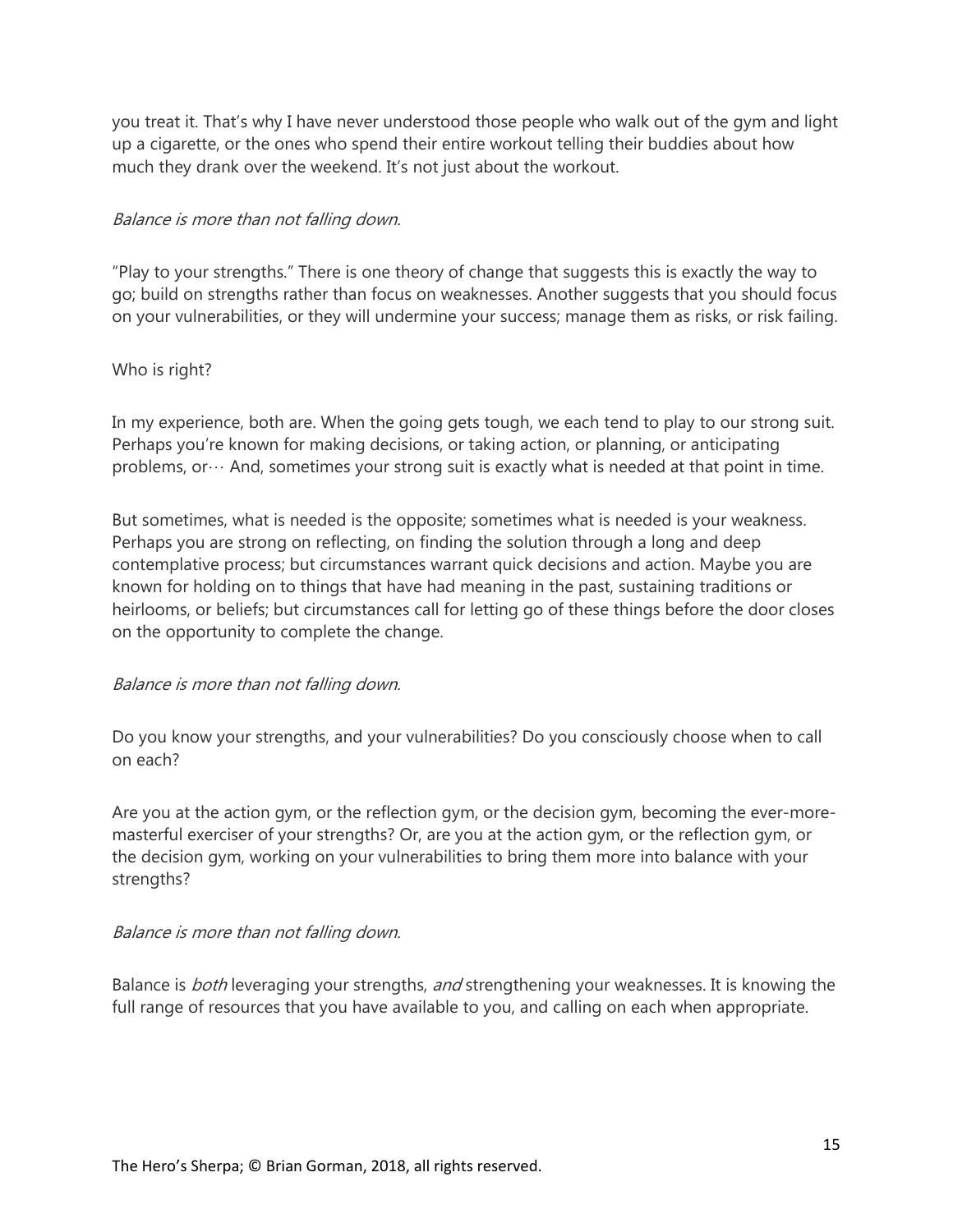you treat it. That's why I have never understood those people who walk out of the gym and light up a cigarette, or the ones who spend their entire workout telling their buddies about how much they drank over the weekend. It's not just about the workout.

*Balance is more than not falling down.*

"Play to your strengths." There is one theory of change that suggests this is exactly the way to go; build on strengths rather than focus on weaknesses. Another suggests that you should focus on your vulnerabilities, or they will undermine your success; manage them as risks, or risk failing.

Who is right?

In my experience, both are. When the going gets tough, we each tend to play to our strong suit. Perhaps you're known for making decisions, or taking action, or planning, or anticipating problems, or… And, sometimes your strong suit is exactly what is needed at that point in time.

But sometimes, what is needed is the opposite; sometimes what is needed is your weakness. Perhaps you are strong on reflecting, on finding the solution through a long and deep contemplative process; but circumstances warrant quick decisions and action. Maybe you are known for holding on to things that have had meaning in the past, sustaining traditions or heirlooms, or beliefs; but circumstances call for letting go of these things before the door closes on the opportunity to complete the change.

*Balance is more than not falling down.*

Do you know your strengths, and your vulnerabilities? Do you consciously choose when to call on each?

Are you at the action gym, or the reflection gym, or the decision gym, becoming the ever-more-masterful exerciser of your strengths? Or, are you at the action gym, or the reflection gym, or the decision gym, working on your vulnerabilities to bring them more into balance with your strengths?

*Balance is more than not falling down.*

Balance is *both* leveraging your strengths, *and* strengthening your weaknesses. It is knowing the full range of resources that you have available to you, and calling on each when appropriate.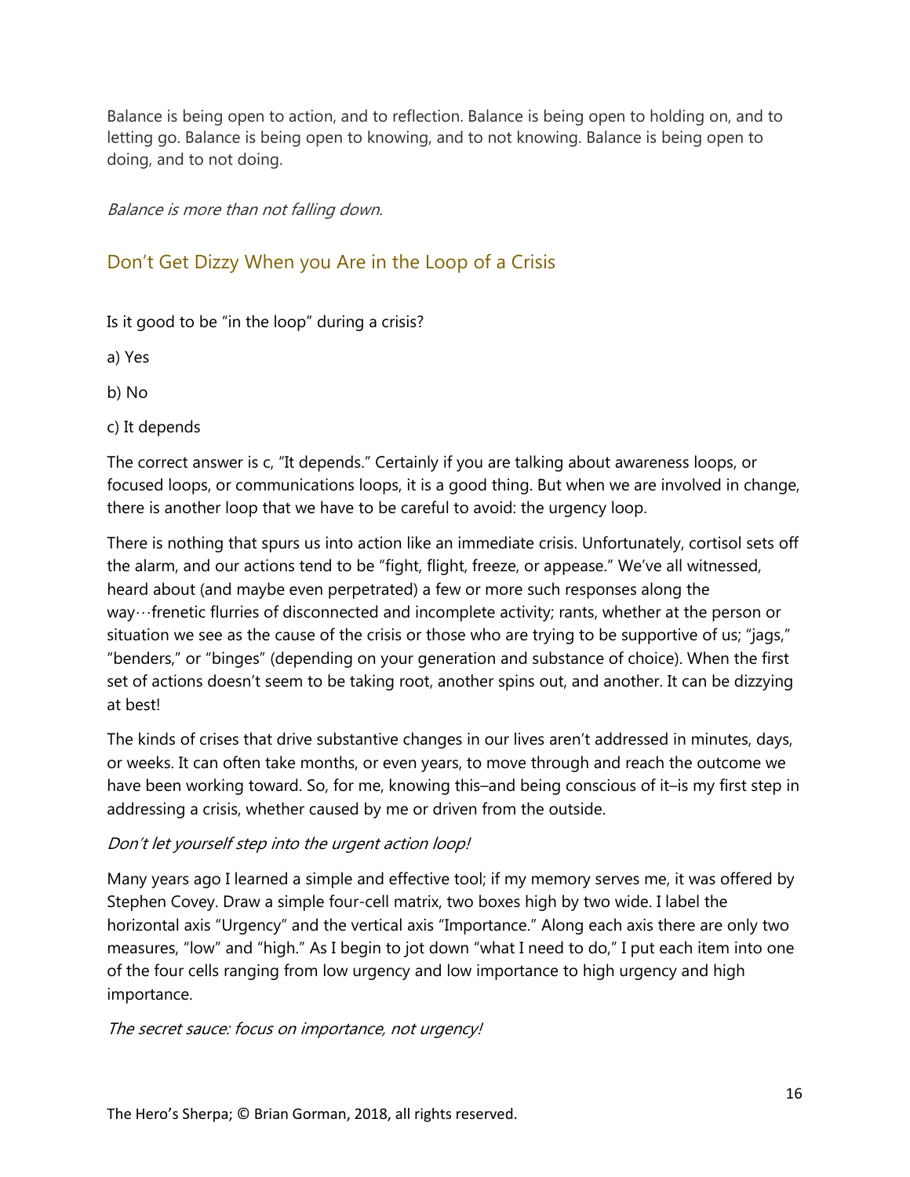Balance is being open to action, and to reflection. Balance is being open to holding on, and to letting go. Balance is being open to knowing, and to not knowing. Balance is being open to doing, and to not doing.

*Balance is more than not falling down.*

## Don't Get Dizzy When you Are in the Loop of a Crisis

Is it good to be "in the loop" during a crisis?

a) Yes

b) No

c) It depends

The correct answer is c, "It depends." Certainly if you are talking about awareness loops, or focused loops, or communications loops, it is a good thing. But when we are involved in change, there is another loop that we have to be careful to avoid: the urgency loop.

There is nothing that spurs us into action like an immediate crisis. Unfortunately, cortisol sets off the alarm, and our actions tend to be "fight, flight, freeze, or appease." We've all witnessed, heard about (and maybe even perpetrated) a few or more such responses along the way…frenetic flurries of disconnected and incomplete activity; rants, whether at the person or situation we see as the cause of the crisis or those who are trying to be supportive of us; "jags," "benders," or "binges" (depending on your generation and substance of choice). When the first set of actions doesn't seem to be taking root, another spins out, and another. It can be dizzying at best!

The kinds of crises that drive substantive changes in our lives aren't addressed in minutes, days, or weeks. It can often take months, or even years, to move through and reach the outcome we have been working toward. So, for me, knowing this–and being conscious of it–is my first step in addressing a crisis, whether caused by me or driven from the outside.

*Don't let yourself step into the urgent action loop!*

Many years ago I learned a simple and effective tool; if my memory serves me, it was offered by Stephen Covey. Draw a simple four-cell matrix, two boxes high by two wide. I label the horizontal axis "Urgency" and the vertical axis "Importance." Along each axis there are only two measures, "low" and "high." As I begin to jot down "what I need to do," I put each item into one of the four cells ranging from low urgency and low importance to high urgency and high importance.

*The secret sauce: focus on importance, not urgency!*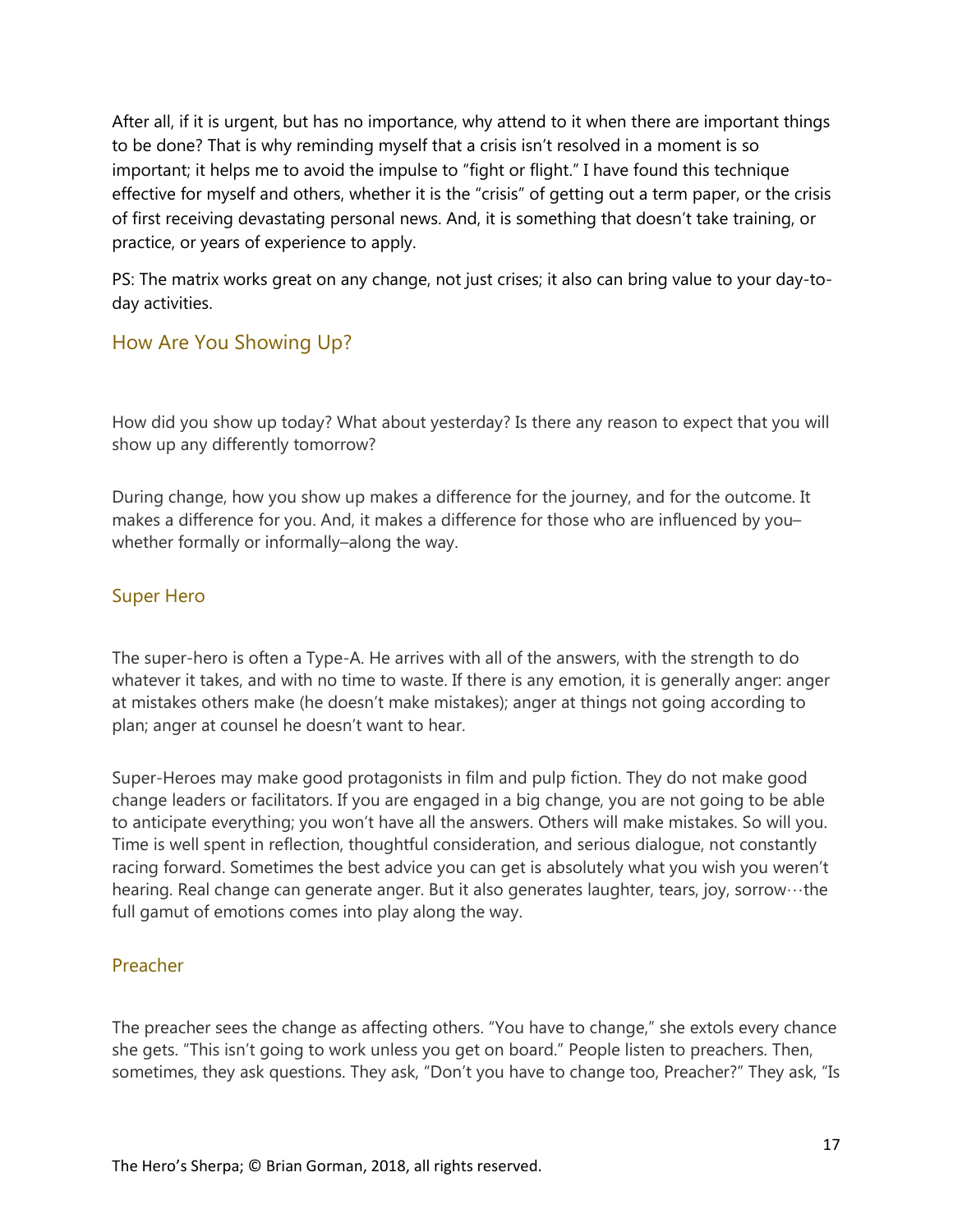After all, if it is urgent, but has no importance, why attend to it when there are important things to be done? That is why reminding myself that a crisis isn't resolved in a moment is so important; it helps me to avoid the impulse to "fight or flight." I have found this technique effective for myself and others, whether it is the "crisis" of getting out a term paper, or the crisis of first receiving devastating personal news. And, it is something that doesn't take training, or practice, or years of experience to apply.

PS: The matrix works great on any change, not just crises; it also can bring value to your day-to-day activities.

## How Are You Showing Up?

How did you show up today? What about yesterday? Is there any reason to expect that you will show up any differently tomorrow?

During change, how you show up makes a difference for the journey, and for the outcome. It makes a difference for you. And, it makes a difference for those who are influenced by you–whether formally or informally–along the way.

### Super Hero

The super-hero is often a Type-A. He arrives with all of the answers, with the strength to do whatever it takes, and with no time to waste. If there is any emotion, it is generally anger: anger at mistakes others make (he doesn't make mistakes); anger at things not going according to plan; anger at counsel he doesn't want to hear.

Super-Heroes may make good protagonists in film and pulp fiction. They do not make good change leaders or facilitators. If you are engaged in a big change, you are not going to be able to anticipate everything; you won't have all the answers. Others will make mistakes. So will you. Time is well spent in reflection, thoughtful consideration, and serious dialogue, not constantly racing forward. Sometimes the best advice you can get is absolutely what you wish you weren't hearing. Real change can generate anger. But it also generates laughter, tears, joy, sorrow…the full gamut of emotions comes into play along the way.

### Preacher

The preacher sees the change as affecting others. "You have to change," she extols every chance she gets. "This isn't going to work unless you get on board." People listen to preachers. Then, sometimes, they ask questions. They ask, "Don't you have to change too, Preacher?" They ask, "Is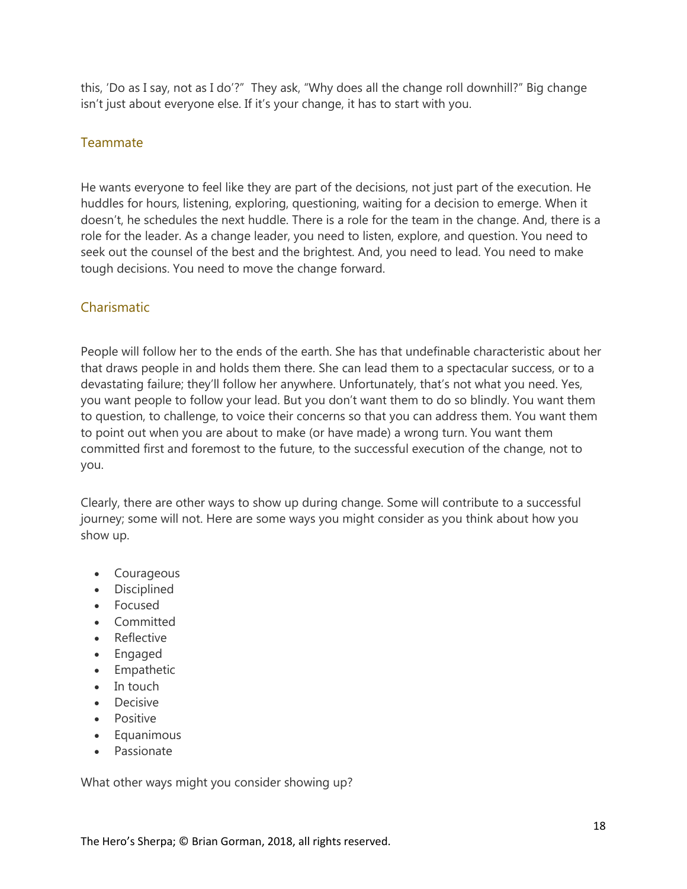this, 'Do as I say, not as I do'?" They ask, "Why does all the change roll downhill?" Big change isn't just about everyone else. If it's your change, it has to start with you.

### Teammate

He wants everyone to feel like they are part of the decisions, not just part of the execution. He huddles for hours, listening, exploring, questioning, waiting for a decision to emerge. When it doesn't, he schedules the next huddle. There is a role for the team in the change. And, there is a role for the leader. As a change leader, you need to listen, explore, and question. You need to seek out the counsel of the best and the brightest. And, you need to lead. You need to make tough decisions. You need to move the change forward.

### Charismatic

People will follow her to the ends of the earth. She has that undefinable characteristic about her that draws people in and holds them there. She can lead them to a spectacular success, or to a devastating failure; they'll follow her anywhere. Unfortunately, that's not what you need. Yes, you want people to follow your lead. But you don't want them to do so blindly. You want them to question, to challenge, to voice their concerns so that you can address them. You want them to point out when you are about to make (or have made) a wrong turn. You want them committed first and foremost to the future, to the successful execution of the change, not to you.

Clearly, there are other ways to show up during change. Some will contribute to a successful journey; some will not. Here are some ways you might consider as you think about how you show up.

- Courageous
- Disciplined
- Focused
- Committed
- Reflective
- Engaged
- Empathetic
- In touch
- Decisive
- Positive
- Equanimous
- Passionate

What other ways might you consider showing up?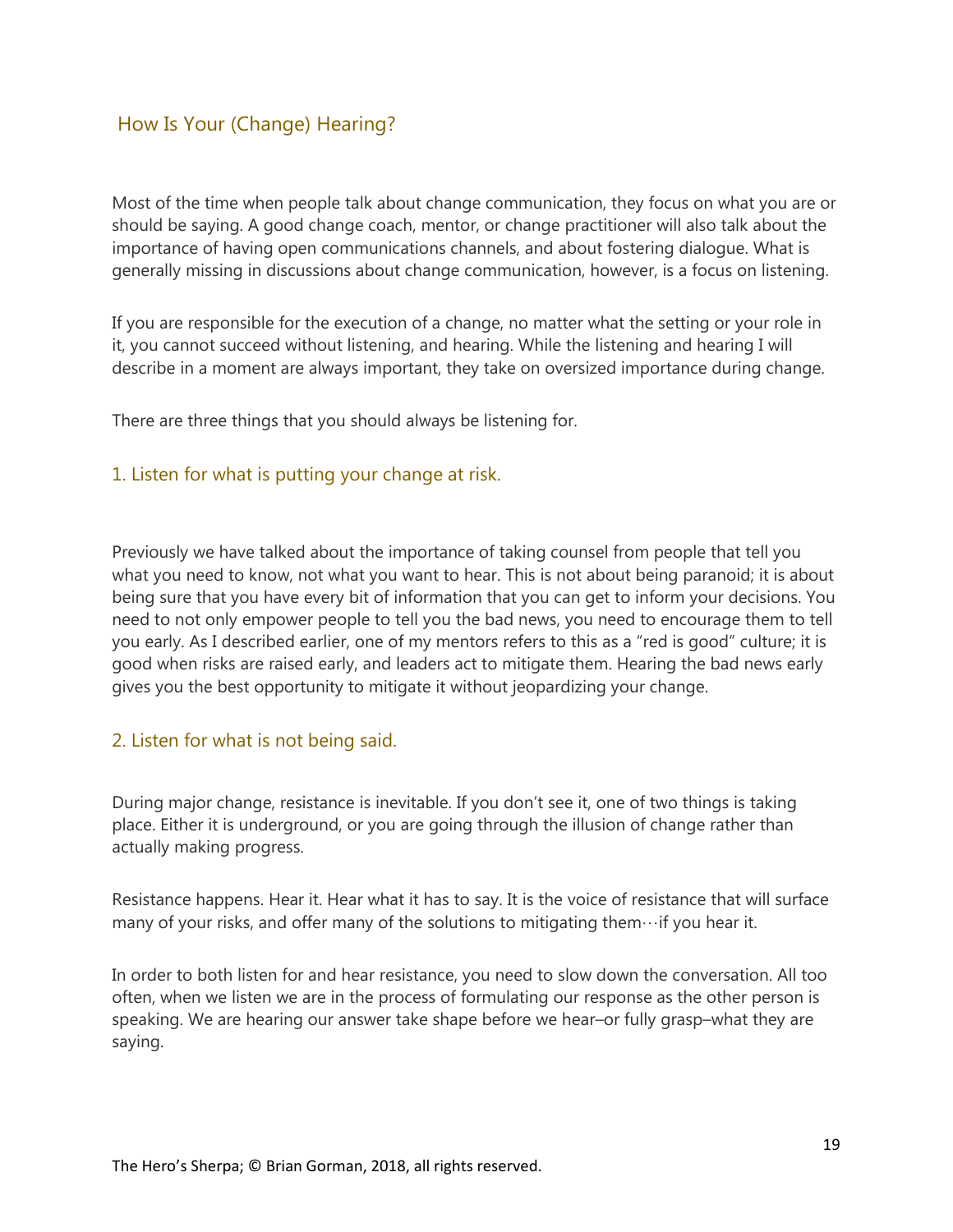## How Is Your (Change) Hearing?

Most of the time when people talk about change communication, they focus on what you are or should be saying. A good change coach, mentor, or change practitioner will also talk about the importance of having open communications channels, and about fostering dialogue. What is generally missing in discussions about change communication, however, is a focus on listening.

If you are responsible for the execution of a change, no matter what the setting or your role in it, you cannot succeed without listening, and hearing. While the listening and hearing I will describe in a moment are always important, they take on oversized importance during change.

There are three things that you should always be listening for.

### 1. Listen for what is putting your change at risk.

Previously we have talked about the importance of taking counsel from people that tell you what you need to know, not what you want to hear. This is not about being paranoid; it is about being sure that you have every bit of information that you can get to inform your decisions. You need to not only empower people to tell you the bad news, you need to encourage them to tell you early. As I described earlier, one of my mentors refers to this as a "red is good" culture; it is good when risks are raised early, and leaders act to mitigate them. Hearing the bad news early gives you the best opportunity to mitigate it without jeopardizing your change.

### 2. Listen for what is not being said.

During major change, resistance is inevitable. If you don't see it, one of two things is taking place. Either it is underground, or you are going through the illusion of change rather than actually making progress.

Resistance happens. Hear it. Hear what it has to say. It is the voice of resistance that will surface many of your risks, and offer many of the solutions to mitigating them…if you hear it.

In order to both listen for and hear resistance, you need to slow down the conversation. All too often, when we listen we are in the process of formulating our response as the other person is speaking. We are hearing our answer take shape before we hear–or fully grasp–what they are saying.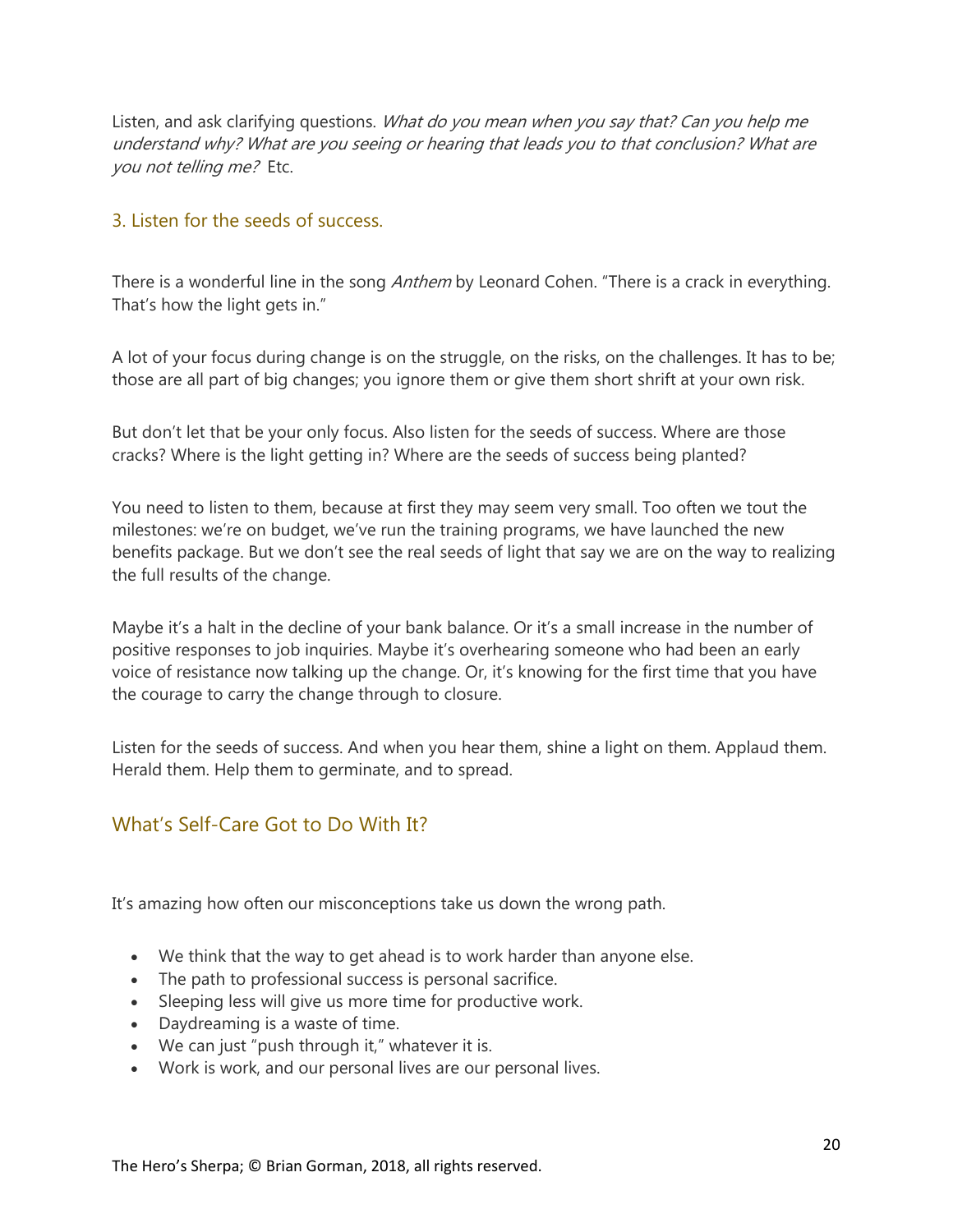Listen, and ask clarifying questions. *What do you mean when you say that? Can you help me understand why? What are you seeing or hearing that leads you to that conclusion? What are you not telling me?* Etc.

### 3. Listen for the seeds of success.

There is a wonderful line in the song *Anthem* by Leonard Cohen. "There is a crack in everything. That's how the light gets in."

A lot of your focus during change is on the struggle, on the risks, on the challenges. It has to be; those are all part of big changes; you ignore them or give them short shrift at your own risk.

But don't let that be your only focus. Also listen for the seeds of success. Where are those cracks? Where is the light getting in? Where are the seeds of success being planted?

You need to listen to them, because at first they may seem very small. Too often we tout the milestones: we're on budget, we've run the training programs, we have launched the new benefits package. But we don't see the real seeds of light that say we are on the way to realizing the full results of the change.

Maybe it's a halt in the decline of your bank balance. Or it's a small increase in the number of positive responses to job inquiries. Maybe it's overhearing someone who had been an early voice of resistance now talking up the change. Or, it's knowing for the first time that you have the courage to carry the change through to closure.

Listen for the seeds of success. And when you hear them, shine a light on them. Applaud them. Herald them. Help them to germinate, and to spread.

## What's Self-Care Got to Do With It?

It's amazing how often our misconceptions take us down the wrong path.

- We think that the way to get ahead is to work harder than anyone else.
- The path to professional success is personal sacrifice.
- Sleeping less will give us more time for productive work.
- Daydreaming is a waste of time.
- We can just "push through it," whatever it is.
- Work is work, and our personal lives are our personal lives.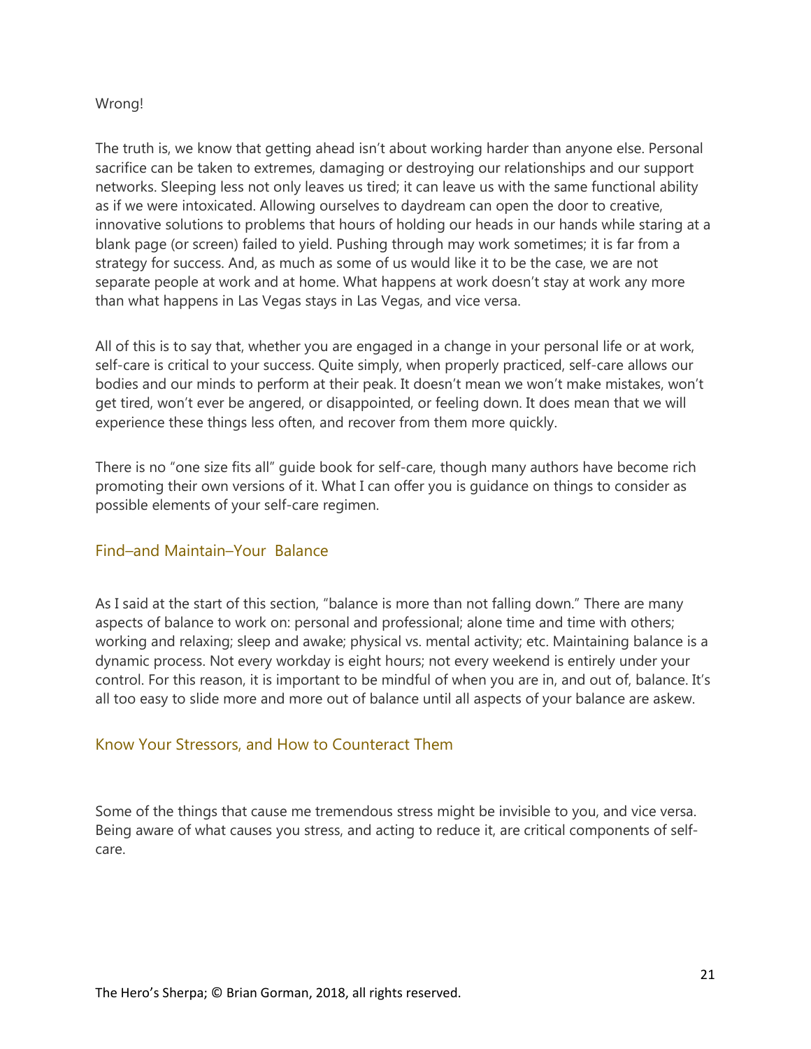Wrong!

The truth is, we know that getting ahead isn't about working harder than anyone else. Personal sacrifice can be taken to extremes, damaging or destroying our relationships and our support networks. Sleeping less not only leaves us tired; it can leave us with the same functional ability as if we were intoxicated. Allowing ourselves to daydream can open the door to creative, innovative solutions to problems that hours of holding our heads in our hands while staring at a blank page (or screen) failed to yield. Pushing through may work sometimes; it is far from a strategy for success. And, as much as some of us would like it to be the case, we are not separate people at work and at home. What happens at work doesn't stay at work any more than what happens in Las Vegas stays in Las Vegas, and vice versa.

All of this is to say that, whether you are engaged in a change in your personal life or at work, self-care is critical to your success. Quite simply, when properly practiced, self-care allows our bodies and our minds to perform at their peak. It doesn't mean we won't make mistakes, won't get tired, won't ever be angered, or disappointed, or feeling down. It does mean that we will experience these things less often, and recover from them more quickly.

There is no "one size fits all" guide book for self-care, though many authors have become rich promoting their own versions of it. What I can offer you is guidance on things to consider as possible elements of your self-care regimen.

## Find–and Maintain–Your Balance

As I said at the start of this section, "balance is more than not falling down." There are many aspects of balance to work on: personal and professional; alone time and time with others; working and relaxing; sleep and awake; physical vs. mental activity; etc. Maintaining balance is a dynamic process. Not every workday is eight hours; not every weekend is entirely under your control. For this reason, it is important to be mindful of when you are in, and out of, balance. It's all too easy to slide more and more out of balance until all aspects of your balance are askew.

## Know Your Stressors, and How to Counteract Them

Some of the things that cause me tremendous stress might be invisible to you, and vice versa. Being aware of what causes you stress, and acting to reduce it, are critical components of self-care.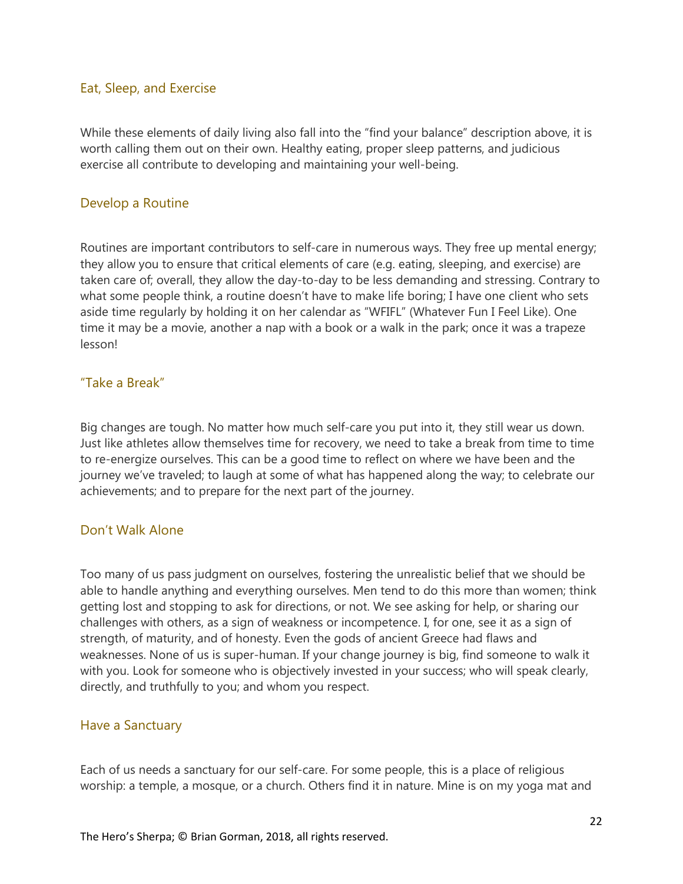## Eat, Sleep, and Exercise

While these elements of daily living also fall into the "find your balance" description above, it is worth calling them out on their own. Healthy eating, proper sleep patterns, and judicious exercise all contribute to developing and maintaining your well-being.

## Develop a Routine

Routines are important contributors to self-care in numerous ways. They free up mental energy; they allow you to ensure that critical elements of care (e.g. eating, sleeping, and exercise) are taken care of; overall, they allow the day-to-day to be less demanding and stressing. Contrary to what some people think, a routine doesn't have to make life boring; I have one client who sets aside time regularly by holding it on her calendar as "WFIFL" (Whatever Fun I Feel Like). One time it may be a movie, another a nap with a book or a walk in the park; once it was a trapeze lesson!

## "Take a Break"

Big changes are tough. No matter how much self-care you put into it, they still wear us down. Just like athletes allow themselves time for recovery, we need to take a break from time to time to re-energize ourselves. This can be a good time to reflect on where we have been and the journey we've traveled; to laugh at some of what has happened along the way; to celebrate our achievements; and to prepare for the next part of the journey.

## Don't Walk Alone

Too many of us pass judgment on ourselves, fostering the unrealistic belief that we should be able to handle anything and everything ourselves. Men tend to do this more than women; think getting lost and stopping to ask for directions, or not. We see asking for help, or sharing our challenges with others, as a sign of weakness or incompetence. I, for one, see it as a sign of strength, of maturity, and of honesty. Even the gods of ancient Greece had flaws and weaknesses. None of us is super-human. If your change journey is big, find someone to walk it with you. Look for someone who is objectively invested in your success; who will speak clearly, directly, and truthfully to you; and whom you respect.

## Have a Sanctuary

Each of us needs a sanctuary for our self-care. For some people, this is a place of religious worship: a temple, a mosque, or a church. Others find it in nature. Mine is on my yoga mat and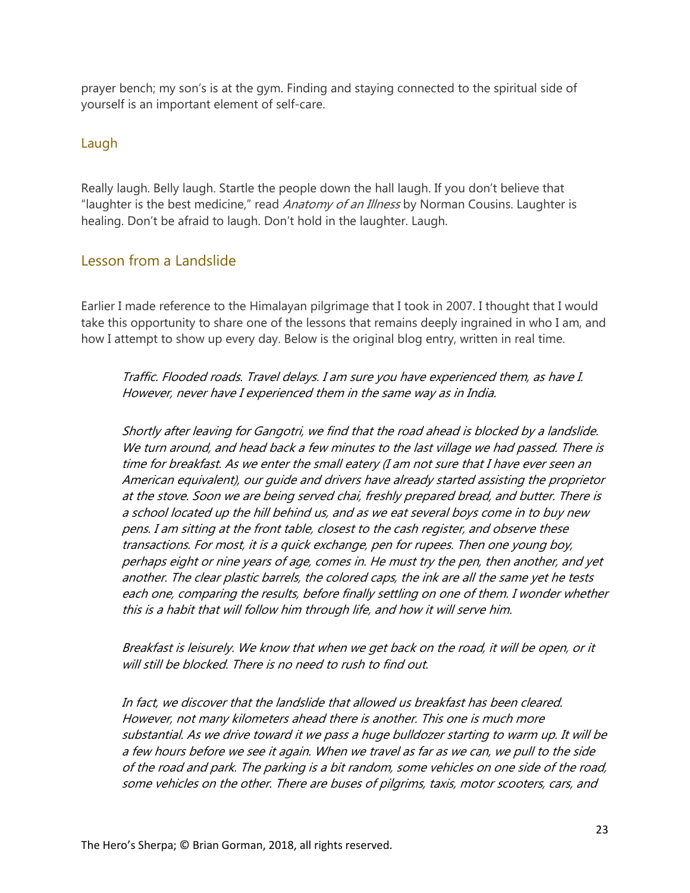prayer bench; my son's is at the gym. Finding and staying connected to the spiritual side of yourself is an important element of self-care.

## Laugh

Really laugh. Belly laugh. Startle the people down the hall laugh. If you don't believe that "laughter is the best medicine," read *Anatomy of an Illness* by Norman Cousins. Laughter is healing. Don't be afraid to laugh. Don't hold in the laughter. Laugh.

## Lesson from a Landslide

Earlier I made reference to the Himalayan pilgrimage that I took in 2007. I thought that I would take this opportunity to share one of the lessons that remains deeply ingrained in who I am, and how I attempt to show up every day. Below is the original blog entry, written in real time.

> *Traffic. Flooded roads. Travel delays. I am sure you have experienced them, as have I. However, never have I experienced them in the same way as in India.*
>
> *Shortly after leaving for Gangotri, we find that the road ahead is blocked by a landslide. We turn around, and head back a few minutes to the last village we had passed. There is time for breakfast. As we enter the small eatery (I am not sure that I have ever seen an American equivalent), our guide and drivers have already started assisting the proprietor at the stove. Soon we are being served chai, freshly prepared bread, and butter. There is a school located up the hill behind us, and as we eat several boys come in to buy new pens. I am sitting at the front table, closest to the cash register, and observe these transactions. For most, it is a quick exchange, pen for rupees. Then one young boy, perhaps eight or nine years of age, comes in. He must try the pen, then another, and yet another. The clear plastic barrels, the colored caps, the ink are all the same yet he tests each one, comparing the results, before finally settling on one of them. I wonder whether this is a habit that will follow him through life, and how it will serve him.*
>
> *Breakfast is leisurely. We know that when we get back on the road, it will be open, or it will still be blocked. There is no need to rush to find out.*
>
> *In fact, we discover that the landslide that allowed us breakfast has been cleared. However, not many kilometers ahead there is another. This one is much more substantial. As we drive toward it we pass a huge bulldozer starting to warm up. It will be a few hours before we see it again. When we travel as far as we can, we pull to the side of the road and park. The parking is a bit random, some vehicles on one side of the road, some vehicles on the other. There are buses of pilgrims, taxis, motor scooters, cars, and*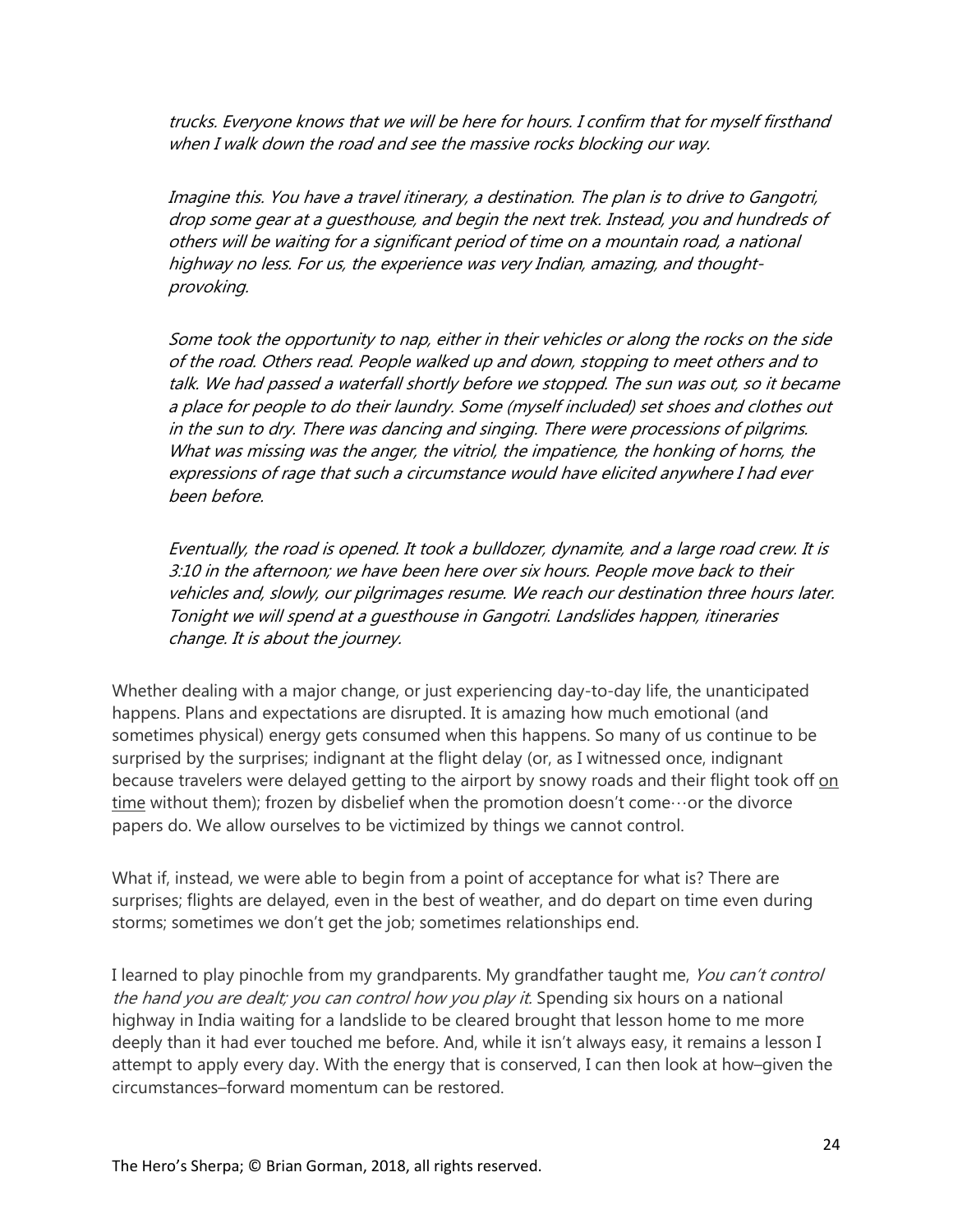*trucks. Everyone knows that we will be here for hours. I confirm that for myself firsthand when I walk down the road and see the massive rocks blocking our way.*

*Imagine this. You have a travel itinerary, a destination. The plan is to drive to Gangotri, drop some gear at a guesthouse, and begin the next trek. Instead, you and hundreds of others will be waiting for a significant period of time on a mountain road, a national highway no less. For us, the experience was very Indian, amazing, and thought-provoking.*

*Some took the opportunity to nap, either in their vehicles or along the rocks on the side of the road. Others read. People walked up and down, stopping to meet others and to talk. We had passed a waterfall shortly before we stopped. The sun was out, so it became a place for people to do their laundry. Some (myself included) set shoes and clothes out in the sun to dry. There was dancing and singing. There were processions of pilgrims. What was missing was the anger, the vitriol, the impatience, the honking of horns, the expressions of rage that such a circumstance would have elicited anywhere I had ever been before.*

*Eventually, the road is opened. It took a bulldozer, dynamite, and a large road crew. It is 3:10 in the afternoon; we have been here over six hours. People move back to their vehicles and, slowly, our pilgrimages resume. We reach our destination three hours later. Tonight we will spend at a guesthouse in Gangotri. Landslides happen, itineraries change. It is about the journey.*

Whether dealing with a major change, or just experiencing day-to-day life, the unanticipated happens. Plans and expectations are disrupted. It is amazing how much emotional (and sometimes physical) energy gets consumed when this happens. So many of us continue to be surprised by the surprises; indignant at the flight delay (or, as I witnessed once, indignant because travelers were delayed getting to the airport by snowy roads and their flight took off <u>on time</u> without them); frozen by disbelief when the promotion doesn't come…or the divorce papers do. We allow ourselves to be victimized by things we cannot control.

What if, instead, we were able to begin from a point of acceptance for what is? There are surprises; flights are delayed, even in the best of weather, and do depart on time even during storms; sometimes we don't get the job; sometimes relationships end.

I learned to play pinochle from my grandparents. My grandfather taught me, *You can't control the hand you are dealt; you can control how you play it*. Spending six hours on a national highway in India waiting for a landslide to be cleared brought that lesson home to me more deeply than it had ever touched me before. And, while it isn't always easy, it remains a lesson I attempt to apply every day. With the energy that is conserved, I can then look at how–given the circumstances–forward momentum can be restored.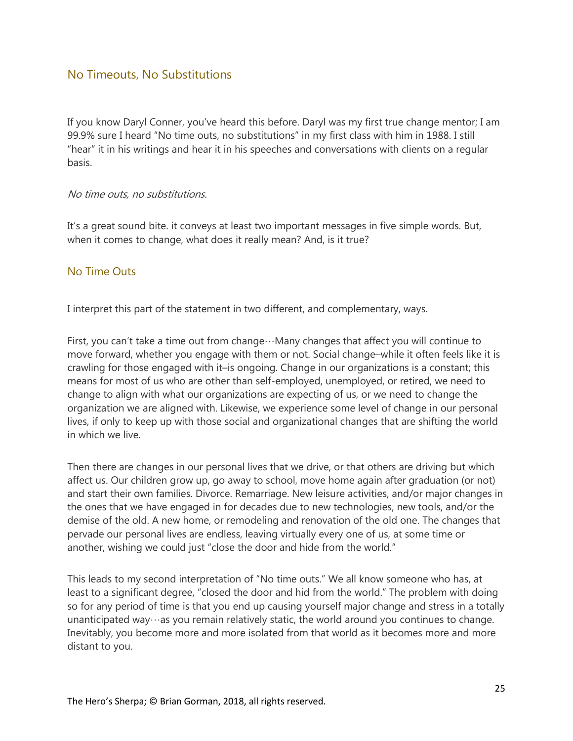## No Timeouts, No Substitutions

If you know Daryl Conner, you've heard this before. Daryl was my first true change mentor; I am 99.9% sure I heard "No time outs, no substitutions" in my first class with him in 1988. I still "hear" it in his writings and hear it in his speeches and conversations with clients on a regular basis.

*No time outs, no substitutions.*

It's a great sound bite. it conveys at least two important messages in five simple words. But, when it comes to change, what does it really mean? And, is it true?

### No Time Outs

I interpret this part of the statement in two different, and complementary, ways.

First, you can't take a time out from change…Many changes that affect you will continue to move forward, whether you engage with them or not. Social change–while it often feels like it is crawling for those engaged with it–is ongoing. Change in our organizations is a constant; this means for most of us who are other than self-employed, unemployed, or retired, we need to change to align with what our organizations are expecting of us, or we need to change the organization we are aligned with. Likewise, we experience some level of change in our personal lives, if only to keep up with those social and organizational changes that are shifting the world in which we live.

Then there are changes in our personal lives that we drive, or that others are driving but which affect us. Our children grow up, go away to school, move home again after graduation (or not) and start their own families. Divorce. Remarriage. New leisure activities, and/or major changes in the ones that we have engaged in for decades due to new technologies, new tools, and/or the demise of the old. A new home, or remodeling and renovation of the old one. The changes that pervade our personal lives are endless, leaving virtually every one of us, at some time or another, wishing we could just "close the door and hide from the world."

This leads to my second interpretation of "No time outs." We all know someone who has, at least to a significant degree, "closed the door and hid from the world." The problem with doing so for any period of time is that you end up causing yourself major change and stress in a totally unanticipated way…as you remain relatively static, the world around you continues to change. Inevitably, you become more and more isolated from that world as it becomes more and more distant to you.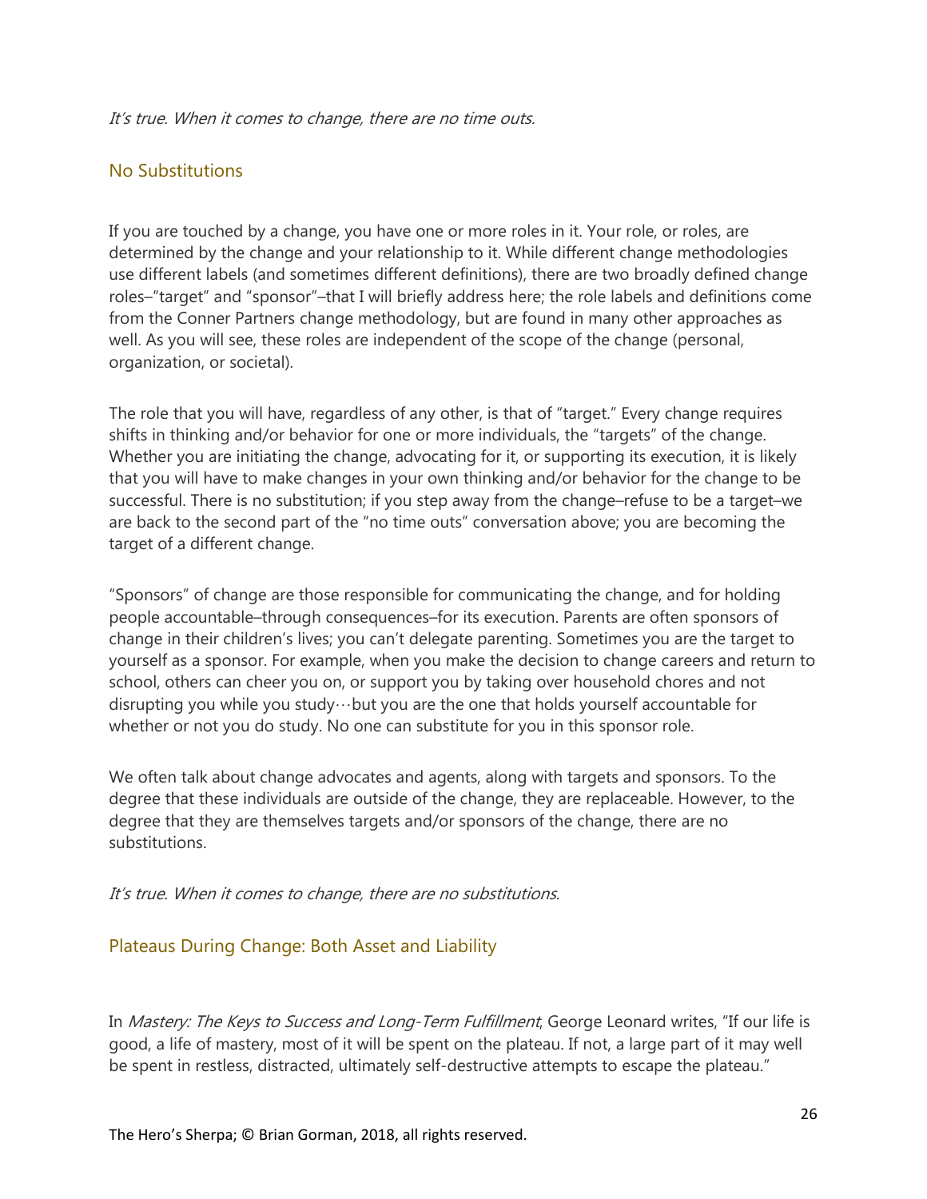*It's true. When it comes to change, there are no time outs.*

## No Substitutions

If you are touched by a change, you have one or more roles in it. Your role, or roles, are determined by the change and your relationship to it. While different change methodologies use different labels (and sometimes different definitions), there are two broadly defined change roles–"target" and "sponsor"–that I will briefly address here; the role labels and definitions come from the Conner Partners change methodology, but are found in many other approaches as well. As you will see, these roles are independent of the scope of the change (personal, organization, or societal).

The role that you will have, regardless of any other, is that of "target." Every change requires shifts in thinking and/or behavior for one or more individuals, the "targets" of the change. Whether you are initiating the change, advocating for it, or supporting its execution, it is likely that you will have to make changes in your own thinking and/or behavior for the change to be successful. There is no substitution; if you step away from the change–refuse to be a target–we are back to the second part of the "no time outs" conversation above; you are becoming the target of a different change.

"Sponsors" of change are those responsible for communicating the change, and for holding people accountable–through consequences–for its execution. Parents are often sponsors of change in their children's lives; you can't delegate parenting. Sometimes you are the target to yourself as a sponsor. For example, when you make the decision to change careers and return to school, others can cheer you on, or support you by taking over household chores and not disrupting you while you study…but you are the one that holds yourself accountable for whether or not you do study. No one can substitute for you in this sponsor role.

We often talk about change advocates and agents, along with targets and sponsors. To the degree that these individuals are outside of the change, they are replaceable. However, to the degree that they are themselves targets and/or sponsors of the change, there are no substitutions.

*It's true. When it comes to change, there are no substitutions.*

## Plateaus During Change: Both Asset and Liability

In *Mastery: The Keys to Success and Long-Term Fulfillment*, George Leonard writes, "If our life is good, a life of mastery, most of it will be spent on the plateau. If not, a large part of it may well be spent in restless, distracted, ultimately self-destructive attempts to escape the plateau."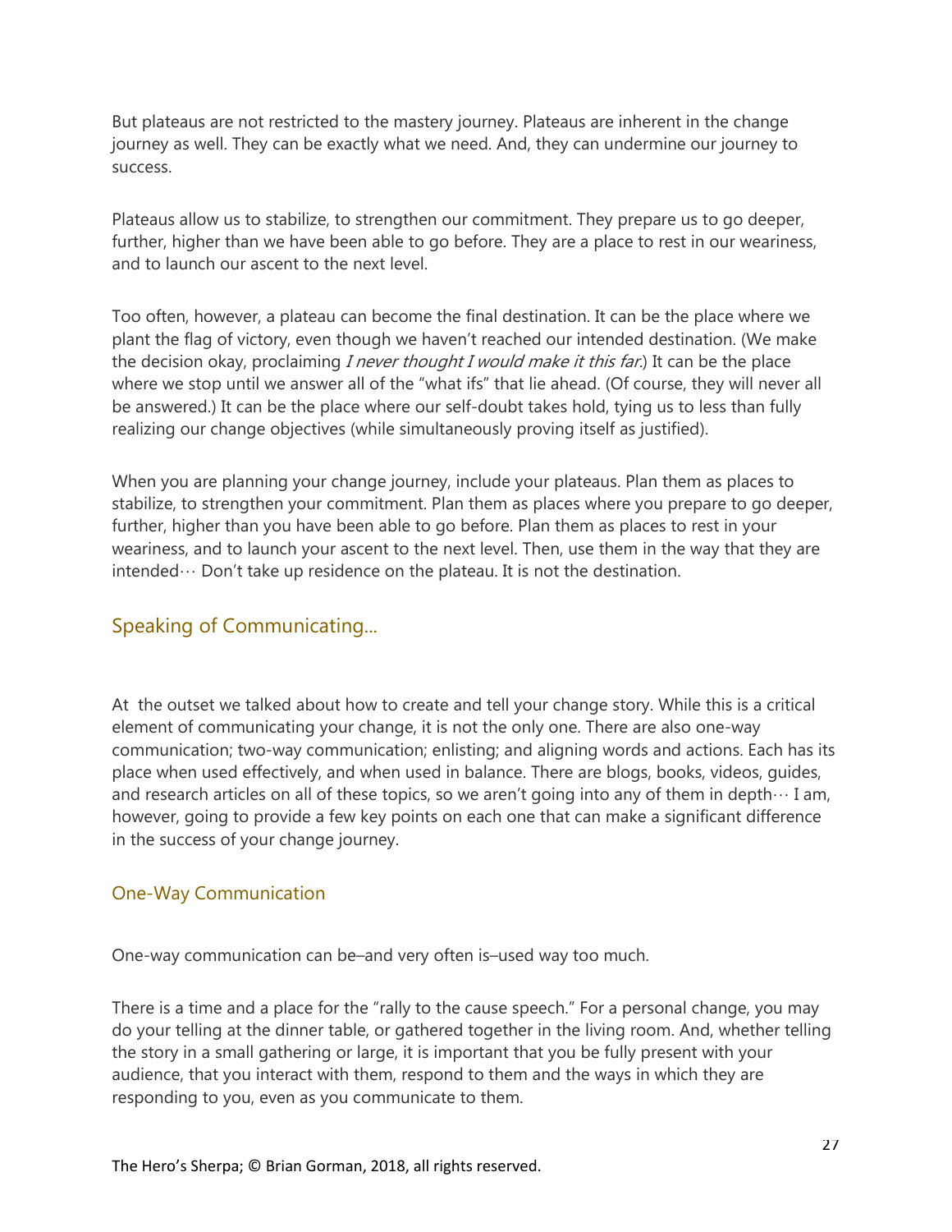But plateaus are not restricted to the mastery journey. Plateaus are inherent in the change journey as well. They can be exactly what we need. And, they can undermine our journey to success.

Plateaus allow us to stabilize, to strengthen our commitment. They prepare us to go deeper, further, higher than we have been able to go before. They are a place to rest in our weariness, and to launch our ascent to the next level.

Too often, however, a plateau can become the final destination. It can be the place where we plant the flag of victory, even though we haven't reached our intended destination. (We make the decision okay, proclaiming *I never thought I would make it this far*.) It can be the place where we stop until we answer all of the "what ifs" that lie ahead. (Of course, they will never all be answered.) It can be the place where our self-doubt takes hold, tying us to less than fully realizing our change objectives (while simultaneously proving itself as justified).

When you are planning your change journey, include your plateaus. Plan them as places to stabilize, to strengthen your commitment. Plan them as places where you prepare to go deeper, further, higher than you have been able to go before. Plan them as places to rest in your weariness, and to launch your ascent to the next level. Then, use them in the way that they are intended… Don't take up residence on the plateau. It is not the destination.

## Speaking of Communicating...

At the outset we talked about how to create and tell your change story. While this is a critical element of communicating your change, it is not the only one. There are also one-way communication; two-way communication; enlisting; and aligning words and actions. Each has its place when used effectively, and when used in balance. There are blogs, books, videos, guides, and research articles on all of these topics, so we aren't going into any of them in depth… I am, however, going to provide a few key points on each one that can make a significant difference in the success of your change journey.

### One-Way Communication

One-way communication can be–and very often is–used way too much.

There is a time and a place for the "rally to the cause speech." For a personal change, you may do your telling at the dinner table, or gathered together in the living room. And, whether telling the story in a small gathering or large, it is important that you be fully present with your audience, that you interact with them, respond to them and the ways in which they are responding to you, even as you communicate to them.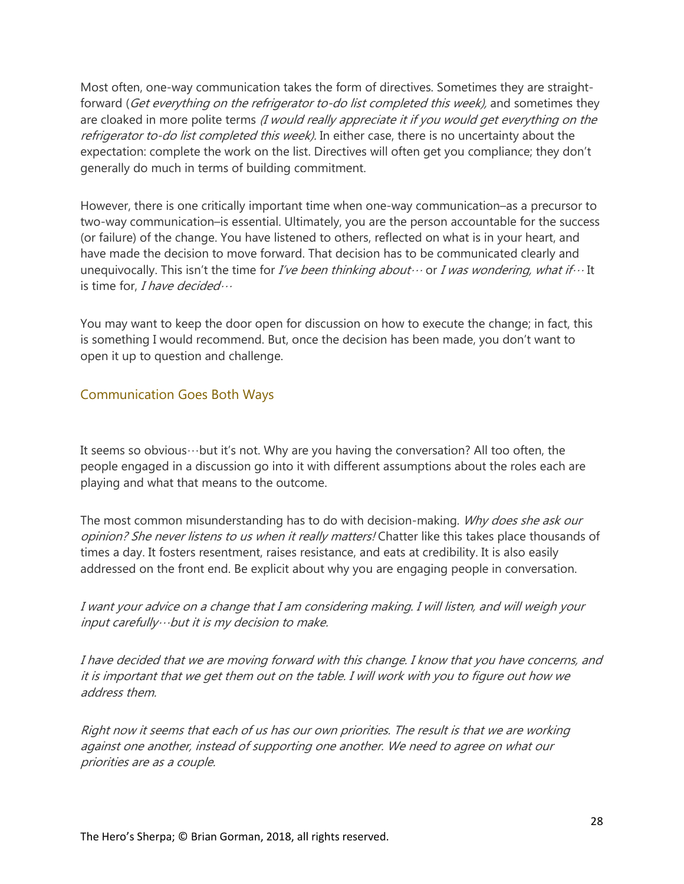Most often, one-way communication takes the form of directives. Sometimes they are straight-forward (*Get everything on the refrigerator to-do list completed this week),* and sometimes they are cloaked in more polite terms *(I would really appreciate it if you would get everything on the refrigerator to-do list completed this week).* In either case, there is no uncertainty about the expectation: complete the work on the list. Directives will often get you compliance; they don't generally do much in terms of building commitment.

However, there is one critically important time when one-way communication–as a precursor to two-way communication–is essential. Ultimately, you are the person accountable for the success (or failure) of the change. You have listened to others, reflected on what is in your heart, and have made the decision to move forward. That decision has to be communicated clearly and unequivocally. This isn't the time for *I've been thinking about…* or *I was wondering, what if…* It is time for, *I have decided…*

You may want to keep the door open for discussion on how to execute the change; in fact, this is something I would recommend. But, once the decision has been made, you don't want to open it up to question and challenge.

## Communication Goes Both Ways

It seems so obvious…but it's not. Why are you having the conversation? All too often, the people engaged in a discussion go into it with different assumptions about the roles each are playing and what that means to the outcome.

The most common misunderstanding has to do with decision-making. *Why does she ask our opinion? She never listens to us when it really matters!* Chatter like this takes place thousands of times a day. It fosters resentment, raises resistance, and eats at credibility. It is also easily addressed on the front end. Be explicit about why you are engaging people in conversation.

*I want your advice on a change that I am considering making. I will listen, and will weigh your input carefully…but it is my decision to make.*

*I have decided that we are moving forward with this change. I know that you have concerns, and it is important that we get them out on the table. I will work with you to figure out how we address them.*

*Right now it seems that each of us has our own priorities. The result is that we are working against one another, instead of supporting one another. We need to agree on what our priorities are as a couple.*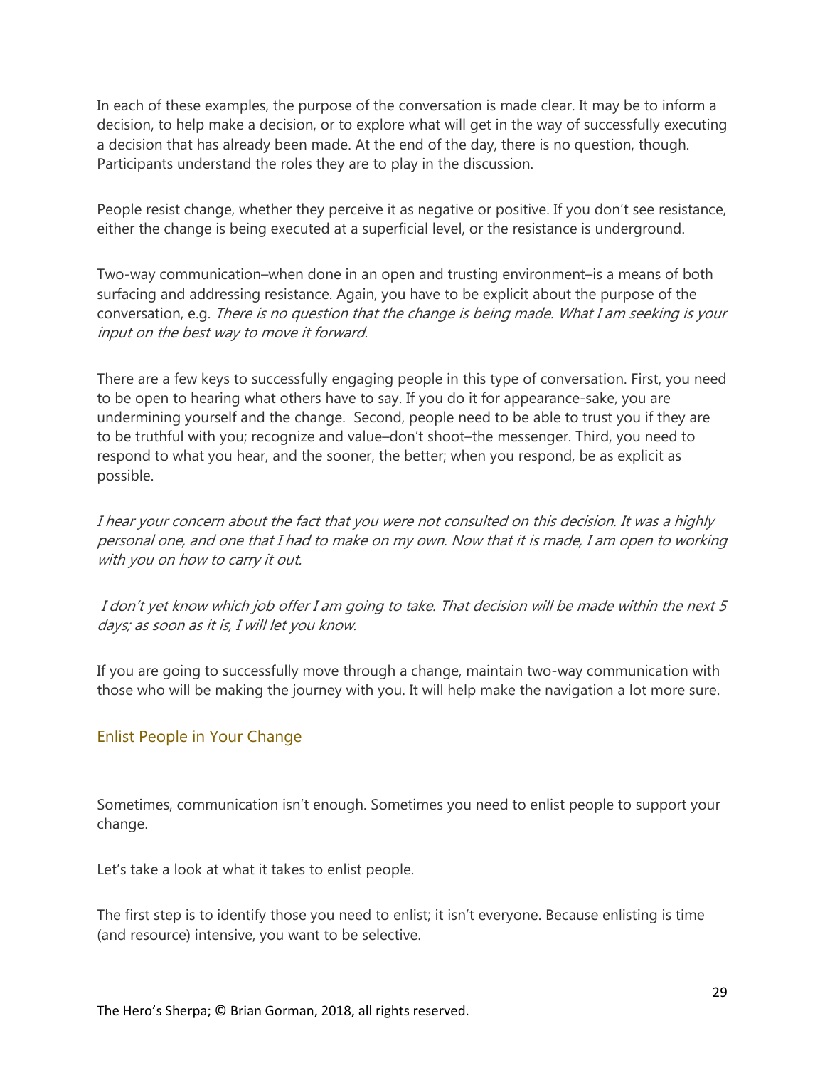In each of these examples, the purpose of the conversation is made clear. It may be to inform a decision, to help make a decision, or to explore what will get in the way of successfully executing a decision that has already been made. At the end of the day, there is no question, though. Participants understand the roles they are to play in the discussion.

People resist change, whether they perceive it as negative or positive. If you don't see resistance, either the change is being executed at a superficial level, or the resistance is underground.

Two-way communication–when done in an open and trusting environment–is a means of both surfacing and addressing resistance. Again, you have to be explicit about the purpose of the conversation, e.g. *There is no question that the change is being made. What I am seeking is your input on the best way to move it forward.*

There are a few keys to successfully engaging people in this type of conversation. First, you need to be open to hearing what others have to say. If you do it for appearance-sake, you are undermining yourself and the change. Second, people need to be able to trust you if they are to be truthful with you; recognize and value–don't shoot–the messenger. Third, you need to respond to what you hear, and the sooner, the better; when you respond, be as explicit as possible.

*I hear your concern about the fact that you were not consulted on this decision. It was a highly personal one, and one that I had to make on my own. Now that it is made, I am open to working with you on how to carry it out.*

*I don't yet know which job offer I am going to take. That decision will be made within the next 5 days; as soon as it is, I will let you know.*

If you are going to successfully move through a change, maintain two-way communication with those who will be making the journey with you. It will help make the navigation a lot more sure.

## Enlist People in Your Change

Sometimes, communication isn't enough. Sometimes you need to enlist people to support your change.

Let's take a look at what it takes to enlist people.

The first step is to identify those you need to enlist; it isn't everyone. Because enlisting is time (and resource) intensive, you want to be selective.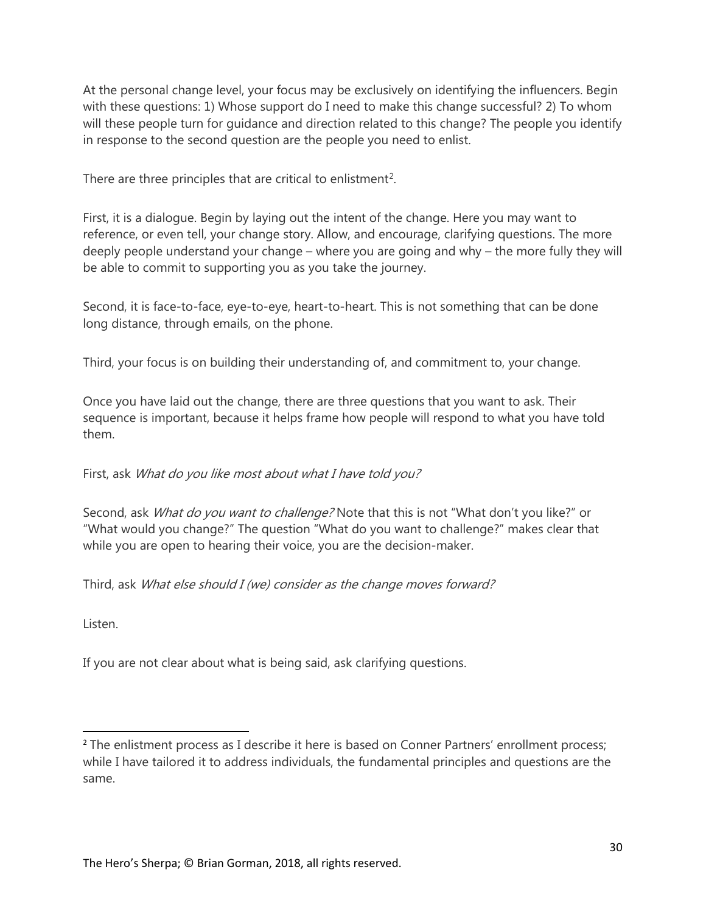At the personal change level, your focus may be exclusively on identifying the influencers. Begin with these questions: 1) Whose support do I need to make this change successful? 2) To whom will these people turn for guidance and direction related to this change? The people you identify in response to the second question are the people you need to enlist.

There are three principles that are critical to enlistment[2].

First, it is a dialogue. Begin by laying out the intent of the change. Here you may want to reference, or even tell, your change story. Allow, and encourage, clarifying questions. The more deeply people understand your change – where you are going and why – the more fully they will be able to commit to supporting you as you take the journey.

Second, it is face-to-face, eye-to-eye, heart-to-heart. This is not something that can be done long distance, through emails, on the phone.

Third, your focus is on building their understanding of, and commitment to, your change.

Once you have laid out the change, there are three questions that you want to ask. Their sequence is important, because it helps frame how people will respond to what you have told them.

First, ask *What do you like most about what I have told you?*

Second, ask *What do you want to challenge?* Note that this is not "What don't you like?" or "What would you change?" The question "What do you want to challenge?" makes clear that while you are open to hearing their voice, you are the decision-maker.

Third, ask *What else should I (we) consider as the change moves forward?*

Listen.

If you are not clear about what is being said, ask clarifying questions.

---

[2] The enlistment process as I describe it here is based on Conner Partners' enrollment process; while I have tailored it to address individuals, the fundamental principles and questions are the same.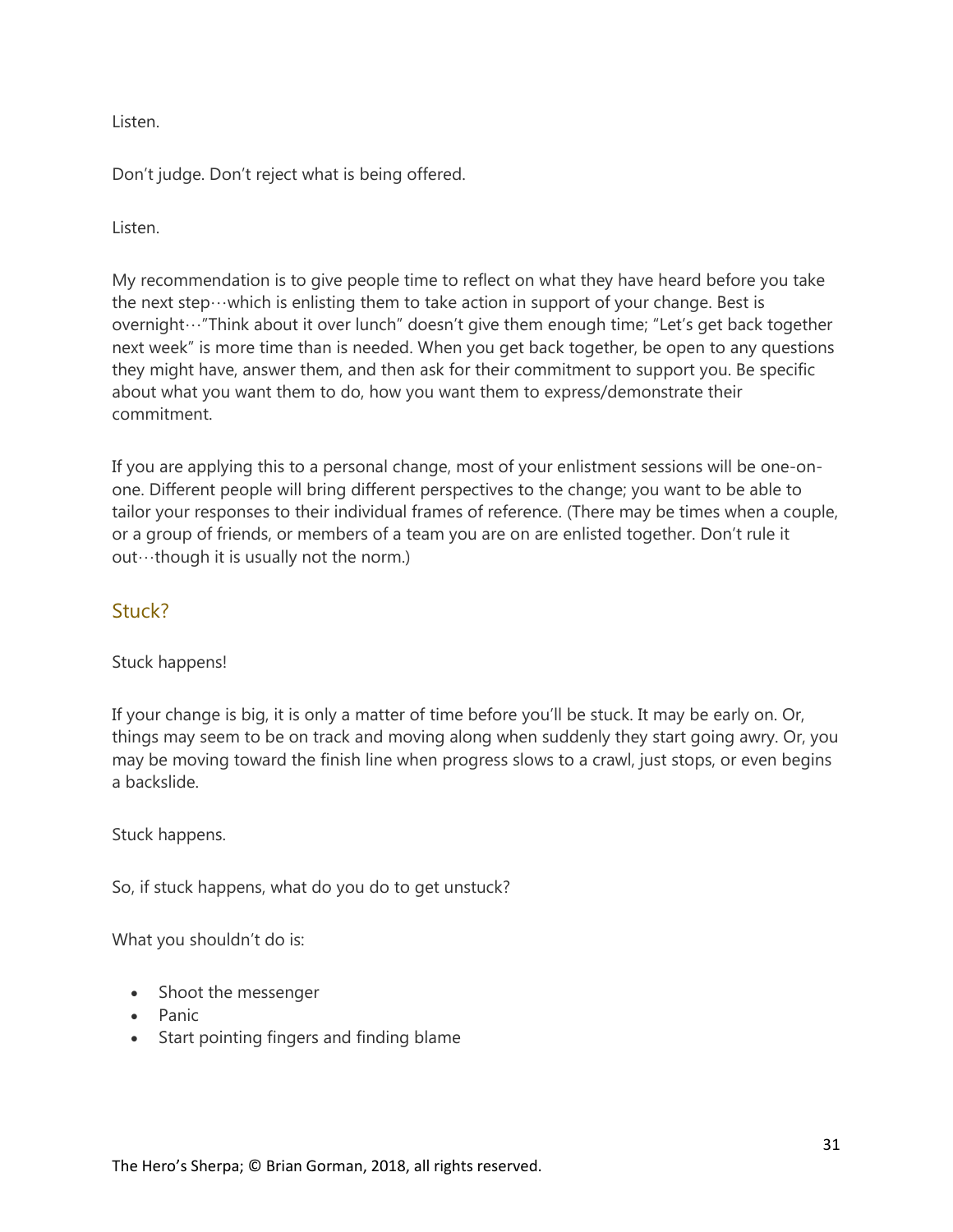Listen.

Don't judge. Don't reject what is being offered.

Listen.

My recommendation is to give people time to reflect on what they have heard before you take the next step…which is enlisting them to take action in support of your change. Best is overnight…"Think about it over lunch" doesn't give them enough time; "Let's get back together next week" is more time than is needed. When you get back together, be open to any questions they might have, answer them, and then ask for their commitment to support you. Be specific about what you want them to do, how you want them to express/demonstrate their commitment.

If you are applying this to a personal change, most of your enlistment sessions will be one-on-one. Different people will bring different perspectives to the change; you want to be able to tailor your responses to their individual frames of reference. (There may be times when a couple, or a group of friends, or members of a team you are on are enlisted together. Don't rule it out…though it is usually not the norm.)

## Stuck?

Stuck happens!

If your change is big, it is only a matter of time before you'll be stuck. It may be early on. Or, things may seem to be on track and moving along when suddenly they start going awry. Or, you may be moving toward the finish line when progress slows to a crawl, just stops, or even begins a backslide.

Stuck happens.

So, if stuck happens, what do you do to get unstuck?

What you shouldn't do is:

- Shoot the messenger
- Panic
- Start pointing fingers and finding blame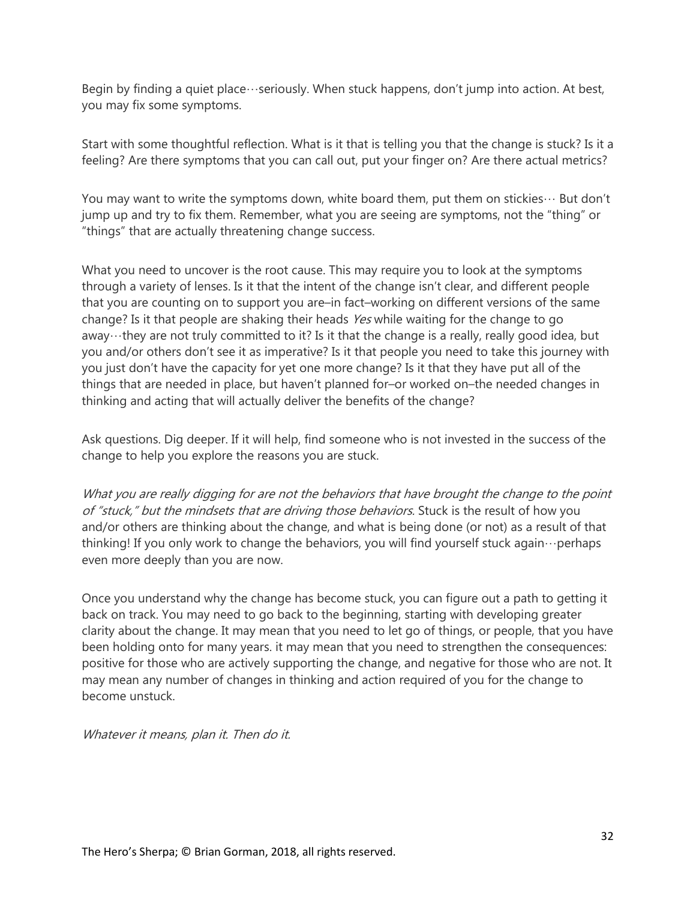Begin by finding a quiet place…seriously. When stuck happens, don't jump into action. At best, you may fix some symptoms.

Start with some thoughtful reflection. What is it that is telling you that the change is stuck? Is it a feeling? Are there symptoms that you can call out, put your finger on? Are there actual metrics?

You may want to write the symptoms down, white board them, put them on stickies… But don't jump up and try to fix them. Remember, what you are seeing are symptoms, not the "thing" or "things" that are actually threatening change success.

What you need to uncover is the root cause. This may require you to look at the symptoms through a variety of lenses. Is it that the intent of the change isn't clear, and different people that you are counting on to support you are–in fact–working on different versions of the same change? Is it that people are shaking their heads *Yes* while waiting for the change to go away…they are not truly committed to it? Is it that the change is a really, really good idea, but you and/or others don't see it as imperative? Is it that people you need to take this journey with you just don't have the capacity for yet one more change? Is it that they have put all of the things that are needed in place, but haven't planned for–or worked on–the needed changes in thinking and acting that will actually deliver the benefits of the change?

Ask questions. Dig deeper. If it will help, find someone who is not invested in the success of the change to help you explore the reasons you are stuck.

*What you are really digging for are not the behaviors that have brought the change to the point of "stuck," but the mindsets that are driving those behaviors.* Stuck is the result of how you and/or others are thinking about the change, and what is being done (or not) as a result of that thinking! If you only work to change the behaviors, you will find yourself stuck again…perhaps even more deeply than you are now.

Once you understand why the change has become stuck, you can figure out a path to getting it back on track. You may need to go back to the beginning, starting with developing greater clarity about the change. It may mean that you need to let go of things, or people, that you have been holding onto for many years. it may mean that you need to strengthen the consequences: positive for those who are actively supporting the change, and negative for those who are not. It may mean any number of changes in thinking and action required of you for the change to become unstuck.

*Whatever it means, plan it. Then do it.*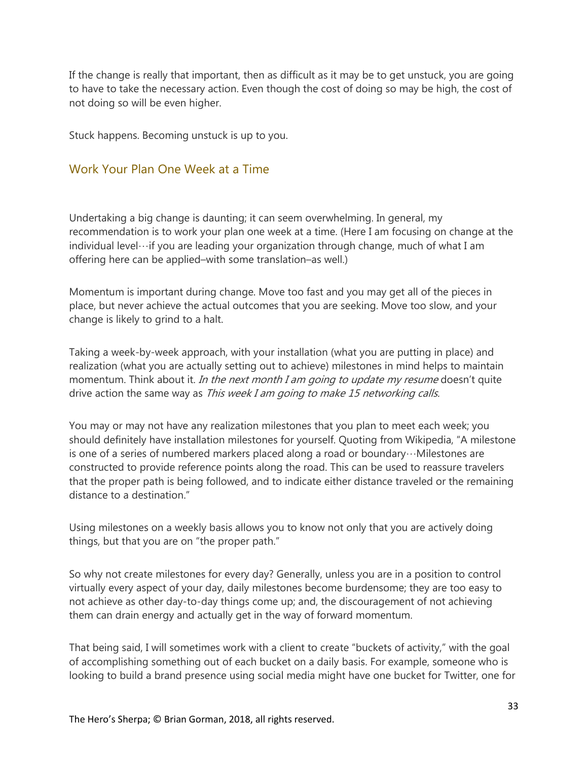If the change is really that important, then as difficult as it may be to get unstuck, you are going to have to take the necessary action. Even though the cost of doing so may be high, the cost of not doing so will be even higher.

Stuck happens. Becoming unstuck is up to you.

## Work Your Plan One Week at a Time

Undertaking a big change is daunting; it can seem overwhelming. In general, my recommendation is to work your plan one week at a time. (Here I am focusing on change at the individual level…if you are leading your organization through change, much of what I am offering here can be applied–with some translation–as well.)

Momentum is important during change. Move too fast and you may get all of the pieces in place, but never achieve the actual outcomes that you are seeking. Move too slow, and your change is likely to grind to a halt.

Taking a week-by-week approach, with your installation (what you are putting in place) and realization (what you are actually setting out to achieve) milestones in mind helps to maintain momentum. Think about it. *In the next month I am going to update my resume* doesn't quite drive action the same way as *This week I am going to make 15 networking calls.*

You may or may not have any realization milestones that you plan to meet each week; you should definitely have installation milestones for yourself. Quoting from Wikipedia, "A milestone is one of a series of numbered markers placed along a road or boundary…Milestones are constructed to provide reference points along the road. This can be used to reassure travelers that the proper path is being followed, and to indicate either distance traveled or the remaining distance to a destination."

Using milestones on a weekly basis allows you to know not only that you are actively doing things, but that you are on "the proper path."

So why not create milestones for every day? Generally, unless you are in a position to control virtually every aspect of your day, daily milestones become burdensome; they are too easy to not achieve as other day-to-day things come up; and, the discouragement of not achieving them can drain energy and actually get in the way of forward momentum.

That being said, I will sometimes work with a client to create "buckets of activity," with the goal of accomplishing something out of each bucket on a daily basis. For example, someone who is looking to build a brand presence using social media might have one bucket for Twitter, one for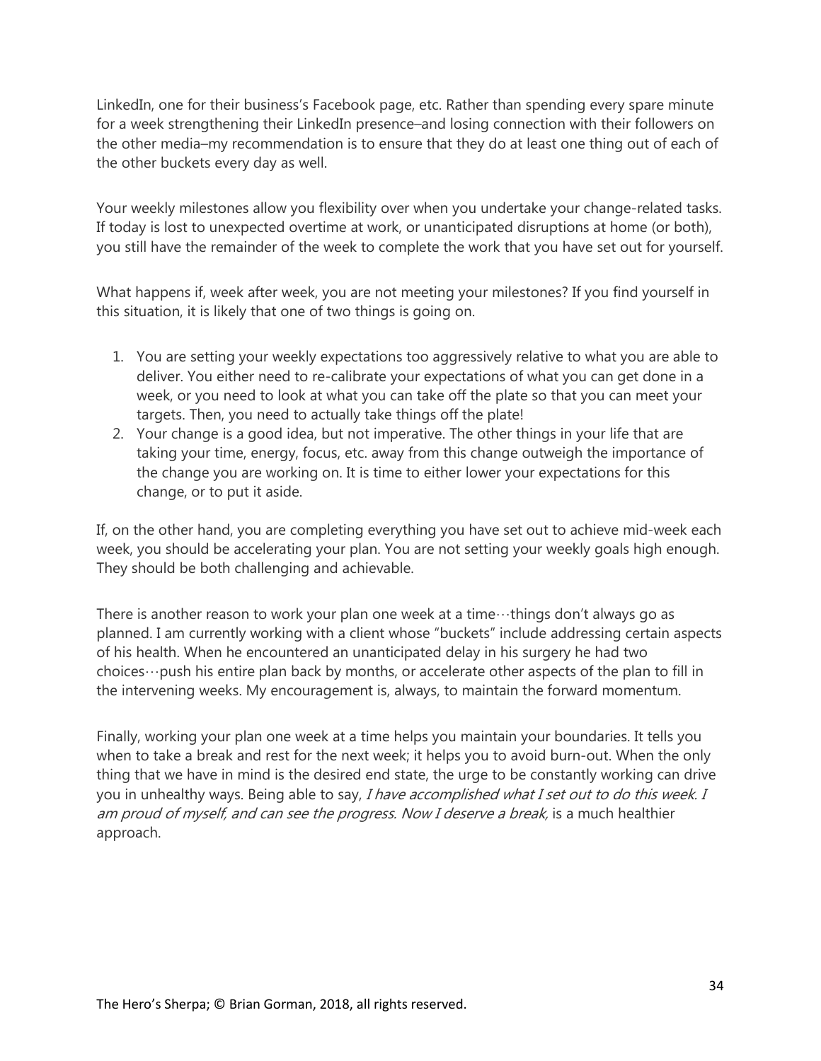LinkedIn, one for their business's Facebook page, etc. Rather than spending every spare minute for a week strengthening their LinkedIn presence–and losing connection with their followers on the other media–my recommendation is to ensure that they do at least one thing out of each of the other buckets every day as well.

Your weekly milestones allow you flexibility over when you undertake your change-related tasks. If today is lost to unexpected overtime at work, or unanticipated disruptions at home (or both), you still have the remainder of the week to complete the work that you have set out for yourself.

What happens if, week after week, you are not meeting your milestones? If you find yourself in this situation, it is likely that one of two things is going on.

1. You are setting your weekly expectations too aggressively relative to what you are able to deliver. You either need to re-calibrate your expectations of what you can get done in a week, or you need to look at what you can take off the plate so that you can meet your targets. Then, you need to actually take things off the plate!
2. Your change is a good idea, but not imperative. The other things in your life that are taking your time, energy, focus, etc. away from this change outweigh the importance of the change you are working on. It is time to either lower your expectations for this change, or to put it aside.

If, on the other hand, you are completing everything you have set out to achieve mid-week each week, you should be accelerating your plan. You are not setting your weekly goals high enough. They should be both challenging and achievable.

There is another reason to work your plan one week at a time…things don't always go as planned. I am currently working with a client whose "buckets" include addressing certain aspects of his health. When he encountered an unanticipated delay in his surgery he had two choices…push his entire plan back by months, or accelerate other aspects of the plan to fill in the intervening weeks. My encouragement is, always, to maintain the forward momentum.

Finally, working your plan one week at a time helps you maintain your boundaries. It tells you when to take a break and rest for the next week; it helps you to avoid burn-out. When the only thing that we have in mind is the desired end state, the urge to be constantly working can drive you in unhealthy ways. Being able to say, *I have accomplished what I set out to do this week. I am proud of myself, and can see the progress. Now I deserve a break,* is a much healthier approach.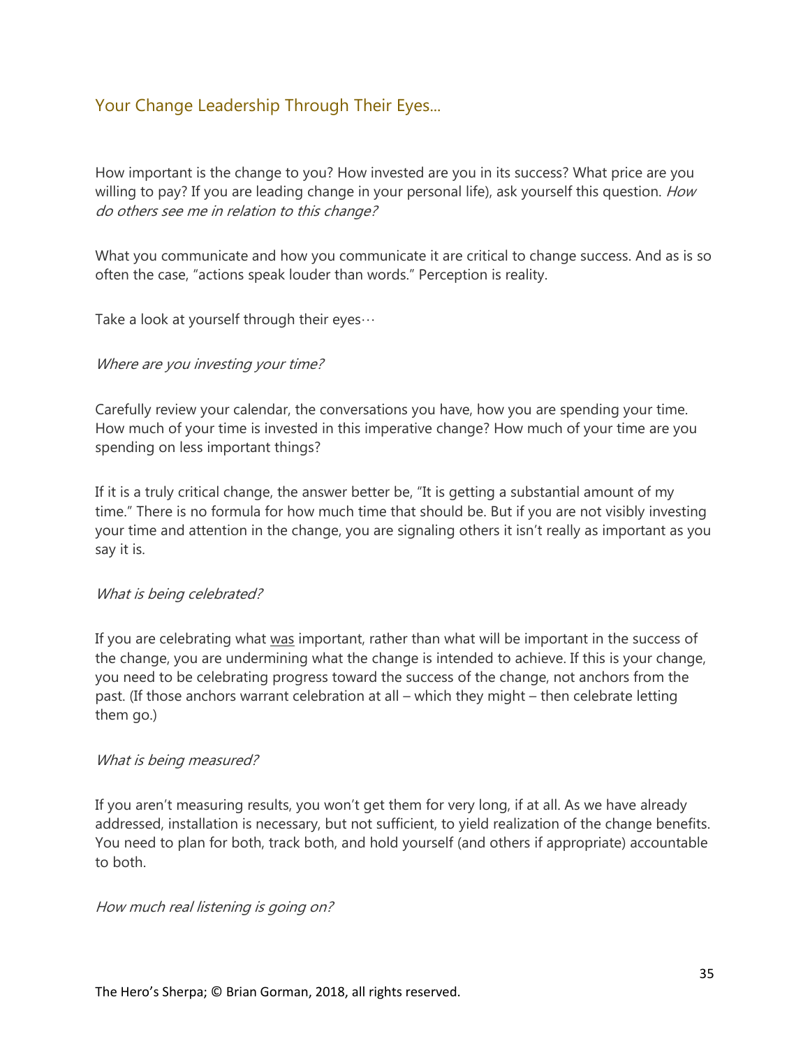## Your Change Leadership Through Their Eyes...

How important is the change to you? How invested are you in its success? What price are you willing to pay? If you are leading change in your personal life), ask yourself this question. *How do others see me in relation to this change?*

What you communicate and how you communicate it are critical to change success. And as is so often the case, "actions speak louder than words." Perception is reality.

Take a look at yourself through their eyes…

*Where are you investing your time?*

Carefully review your calendar, the conversations you have, how you are spending your time. How much of your time is invested in this imperative change? How much of your time are you spending on less important things?

If it is a truly critical change, the answer better be, "It is getting a substantial amount of my time." There is no formula for how much time that should be. But if you are not visibly investing your time and attention in the change, you are signaling others it isn't really as important as you say it is.

*What is being celebrated?*

If you are celebrating what <u>was</u> important, rather than what will be important in the success of the change, you are undermining what the change is intended to achieve. If this is your change, you need to be celebrating progress toward the success of the change, not anchors from the past. (If those anchors warrant celebration at all – which they might – then celebrate letting them go.)

*What is being measured?*

If you aren't measuring results, you won't get them for very long, if at all. As we have already addressed, installation is necessary, but not sufficient, to yield realization of the change benefits. You need to plan for both, track both, and hold yourself (and others if appropriate) accountable to both.

*How much real listening is going on?*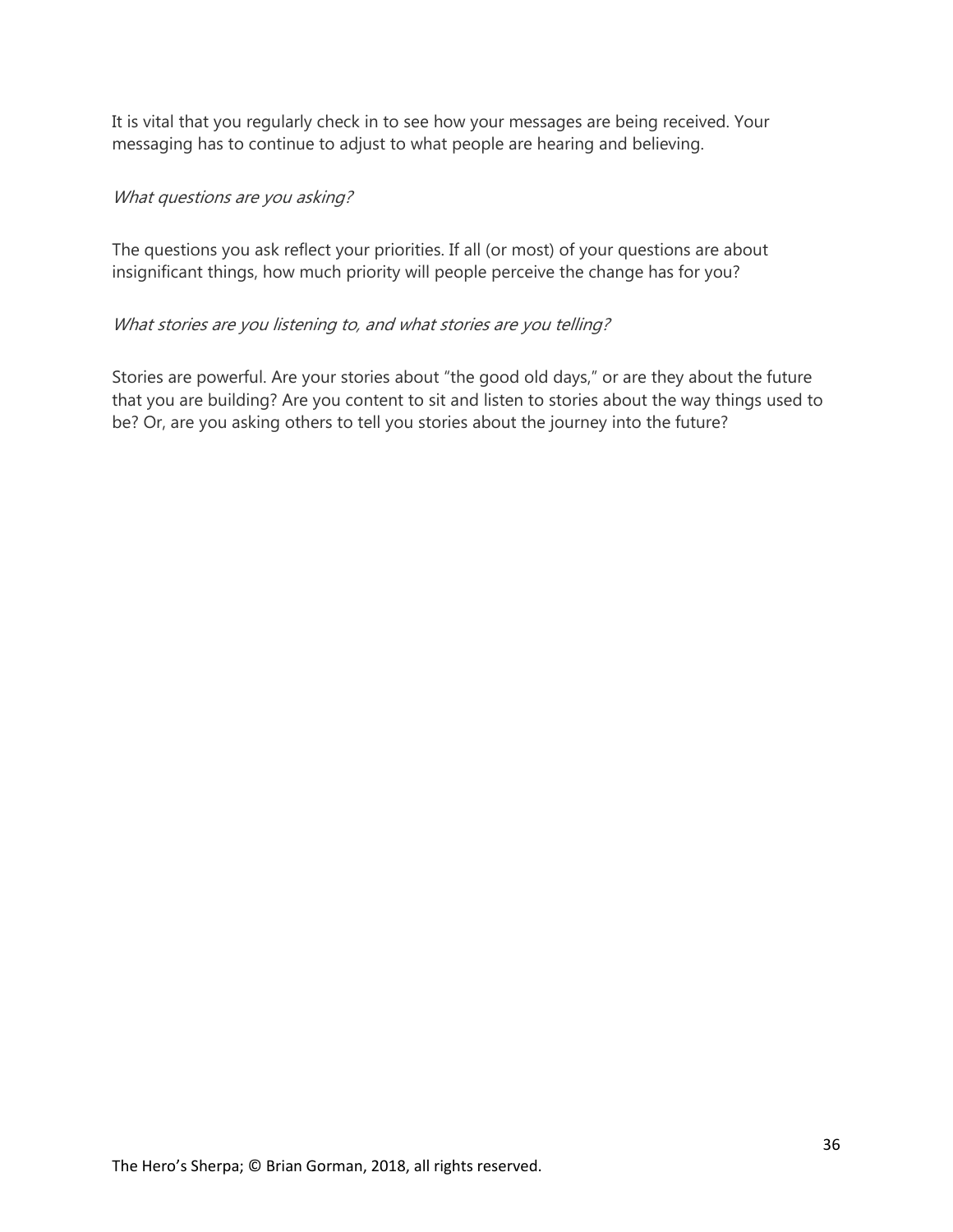It is vital that you regularly check in to see how your messages are being received. Your messaging has to continue to adjust to what people are hearing and believing.

*What questions are you asking?*

The questions you ask reflect your priorities. If all (or most) of your questions are about insignificant things, how much priority will people perceive the change has for you?

*What stories are you listening to, and what stories are you telling?*

Stories are powerful. Are your stories about "the good old days," or are they about the future that you are building? Are you content to sit and listen to stories about the way things used to be? Or, are you asking others to tell you stories about the journey into the future?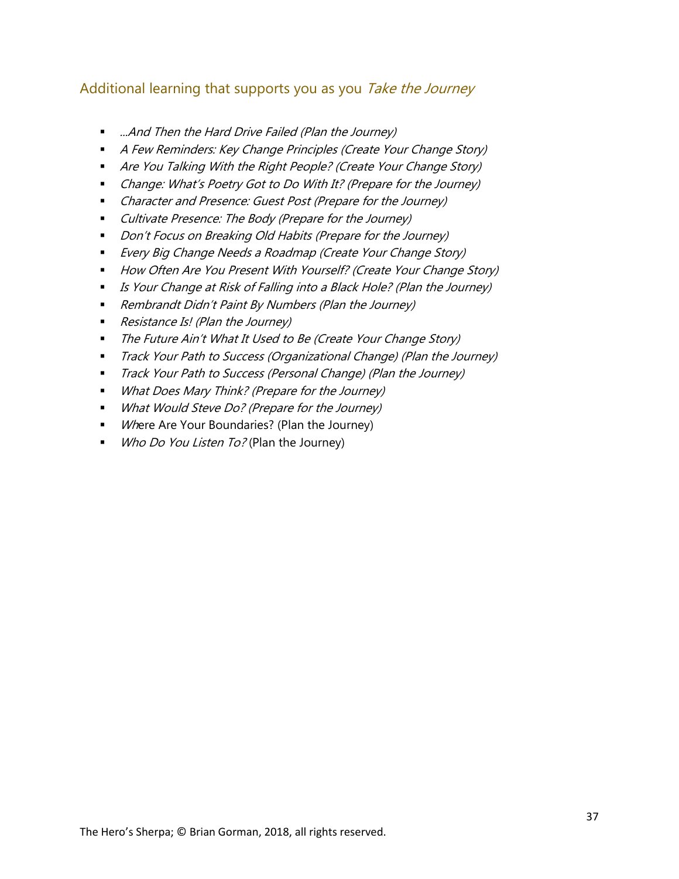## Additional learning that supports you as you *Take the Journey*

- *...And Then the Hard Drive Failed (Plan the Journey)*
- *A Few Reminders: Key Change Principles (Create Your Change Story)*
- *Are You Talking With the Right People? (Create Your Change Story)*
- *Change: What's Poetry Got to Do With It? (Prepare for the Journey)*
- *Character and Presence: Guest Post (Prepare for the Journey)*
- *Cultivate Presence: The Body (Prepare for the Journey)*
- *Don't Focus on Breaking Old Habits (Prepare for the Journey)*
- *Every Big Change Needs a Roadmap (Create Your Change Story)*
- *How Often Are You Present With Yourself? (Create Your Change Story)*
- *Is Your Change at Risk of Falling into a Black Hole? (Plan the Journey)*
- *Rembrandt Didn't Paint By Numbers (Plan the Journey)*
- *Resistance Is! (Plan the Journey)*
- *The Future Ain't What It Used to Be (Create Your Change Story)*
- *Track Your Path to Success (Organizational Change) (Plan the Journey)*
- *Track Your Path to Success (Personal Change) (Plan the Journey)*
- *What Does Mary Think? (Prepare for the Journey)*
- *What Would Steve Do? (Prepare for the Journey)*
- *Wh*ere Are Your Boundaries? (Plan the Journey)
- *Who Do You Listen To?* (Plan the Journey)

The Hero's Sherpa; © Brian Gorman, 2018, all rights reserved.